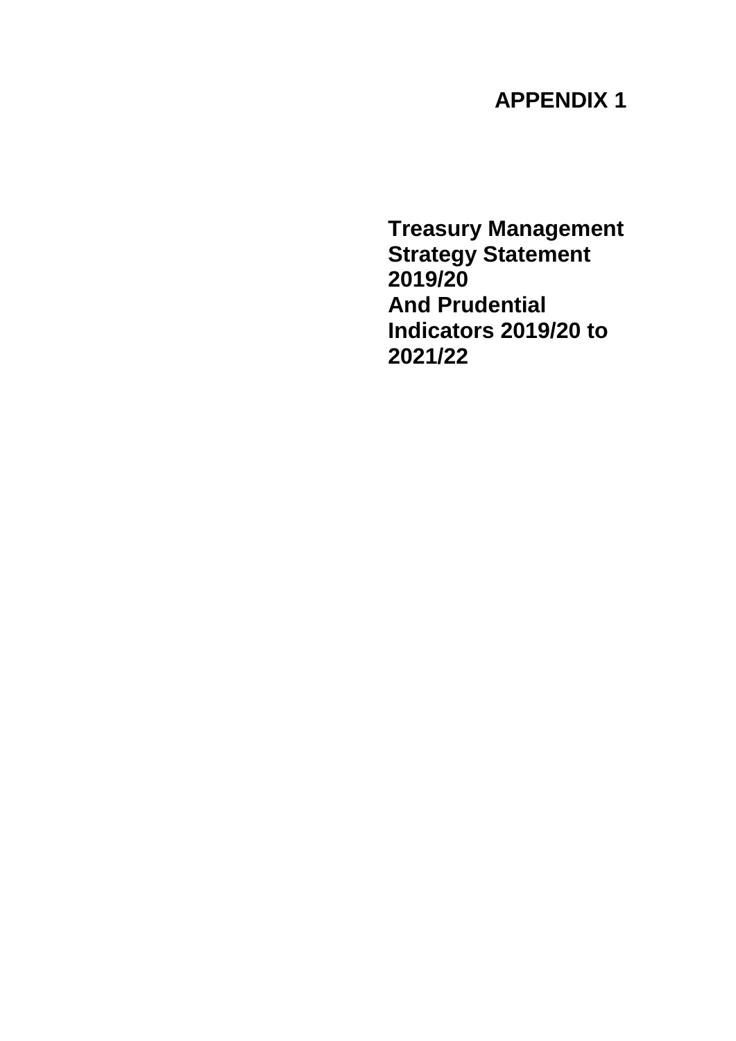**APPENDIX 1**

# Treasury Management Strategy Statement 2019/20 And Prudential Indicators 2019/20 to 2021/22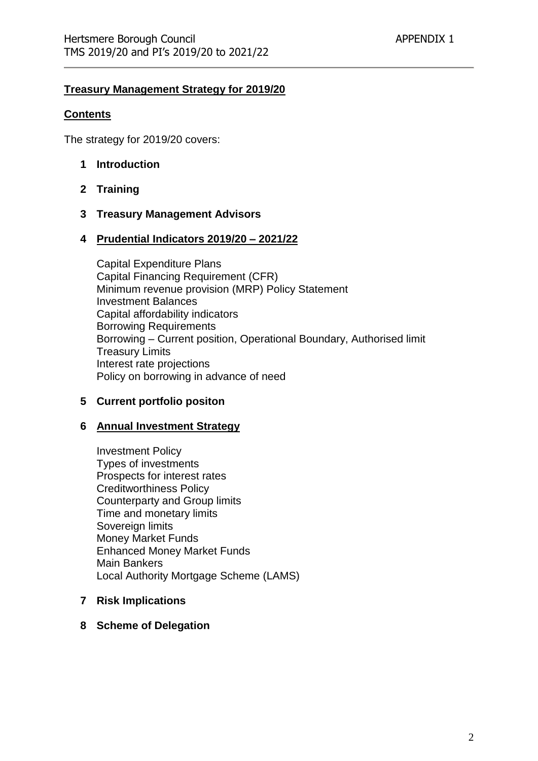**<u>Treasury Management Strategy for 2019/20</u>**

**<u>Contents</u>**

The strategy for 2019/20 covers:

**1 Introduction**

**2 Training**

**3 Treasury Management Advisors**

**4 <u>Prudential Indicators 2019/20 – 2021/22</u>**

Capital Expenditure Plans
Capital Financing Requirement (CFR)
Minimum revenue provision (MRP) Policy Statement
Investment Balances
Capital affordability indicators
Borrowing Requirements
Borrowing – Current position, Operational Boundary, Authorised limit
Treasury Limits
Interest rate projections
Policy on borrowing in advance of need

**5 Current portfolio positon**

**6 <u>Annual Investment Strategy</u>**

Investment Policy
Types of investments
Prospects for interest rates
Creditworthiness Policy
Counterparty and Group limits
Time and monetary limits
Sovereign limits
Money Market Funds
Enhanced Money Market Funds
Main Bankers
Local Authority Mortgage Scheme (LAMS)

**7 Risk Implications**

**8 Scheme of Delegation**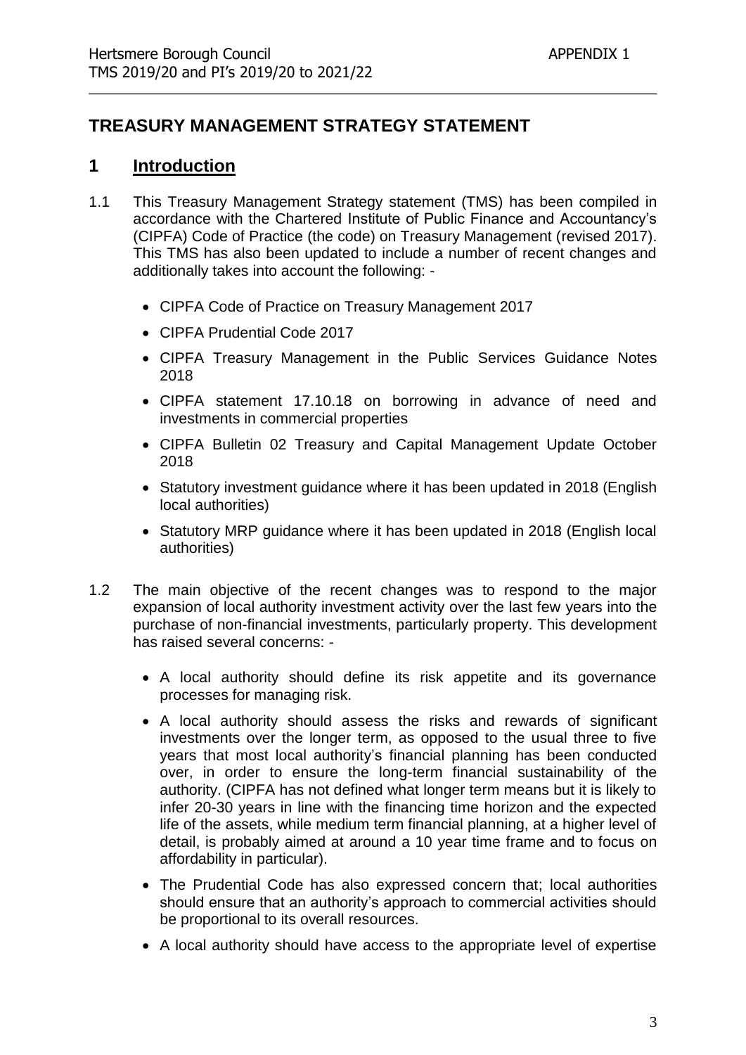# TREASURY MANAGEMENT STRATEGY STATEMENT

## 1 Introduction

1.1 This Treasury Management Strategy statement (TMS) has been compiled in accordance with the Chartered Institute of Public Finance and Accountancy's (CIPFA) Code of Practice (the code) on Treasury Management (revised 2017). This TMS has also been updated to include a number of recent changes and additionally takes into account the following: -

- CIPFA Code of Practice on Treasury Management 2017
- CIPFA Prudential Code 2017
- CIPFA Treasury Management in the Public Services Guidance Notes 2018
- CIPFA statement 17.10.18 on borrowing in advance of need and investments in commercial properties
- CIPFA Bulletin 02 Treasury and Capital Management Update October 2018
- Statutory investment guidance where it has been updated in 2018 (English local authorities)
- Statutory MRP guidance where it has been updated in 2018 (English local authorities)

1.2 The main objective of the recent changes was to respond to the major expansion of local authority investment activity over the last few years into the purchase of non-financial investments, particularly property. This development has raised several concerns: -

- A local authority should define its risk appetite and its governance processes for managing risk.
- A local authority should assess the risks and rewards of significant investments over the longer term, as opposed to the usual three to five years that most local authority's financial planning has been conducted over, in order to ensure the long-term financial sustainability of the authority. (CIPFA has not defined what longer term means but it is likely to infer 20-30 years in line with the financing time horizon and the expected life of the assets, while medium term financial planning, at a higher level of detail, is probably aimed at around a 10 year time frame and to focus on affordability in particular).
- The Prudential Code has also expressed concern that; local authorities should ensure that an authority's approach to commercial activities should be proportional to its overall resources.
- A local authority should have access to the appropriate level of expertise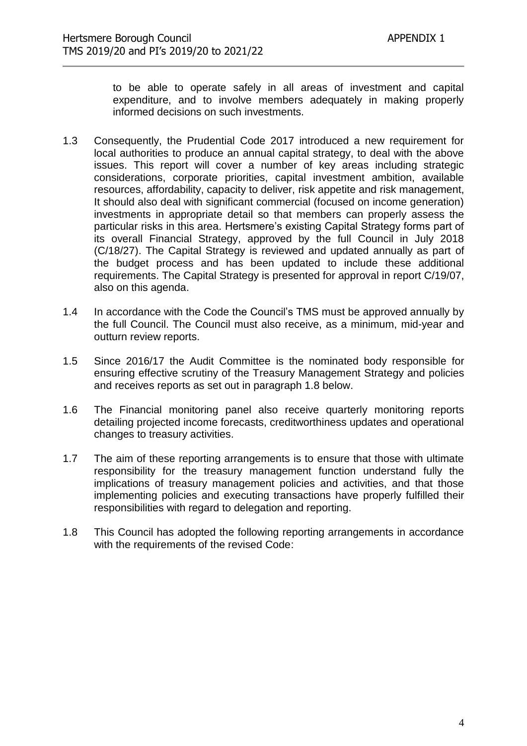to be able to operate safely in all areas of investment and capital expenditure, and to involve members adequately in making properly informed decisions on such investments.

1.3 Consequently, the Prudential Code 2017 introduced a new requirement for local authorities to produce an annual capital strategy, to deal with the above issues. This report will cover a number of key areas including strategic considerations, corporate priorities, capital investment ambition, available resources, affordability, capacity to deliver, risk appetite and risk management, It should also deal with significant commercial (focused on income generation) investments in appropriate detail so that members can properly assess the particular risks in this area. Hertsmere's existing Capital Strategy forms part of its overall Financial Strategy, approved by the full Council in July 2018 (C/18/27). The Capital Strategy is reviewed and updated annually as part of the budget process and has been updated to include these additional requirements. The Capital Strategy is presented for approval in report C/19/07, also on this agenda.

1.4 In accordance with the Code the Council's TMS must be approved annually by the full Council. The Council must also receive, as a minimum, mid-year and outturn review reports.

1.5 Since 2016/17 the Audit Committee is the nominated body responsible for ensuring effective scrutiny of the Treasury Management Strategy and policies and receives reports as set out in paragraph 1.8 below.

1.6 The Financial monitoring panel also receive quarterly monitoring reports detailing projected income forecasts, creditworthiness updates and operational changes to treasury activities.

1.7 The aim of these reporting arrangements is to ensure that those with ultimate responsibility for the treasury management function understand fully the implications of treasury management policies and activities, and that those implementing policies and executing transactions have properly fulfilled their responsibilities with regard to delegation and reporting.

1.8 This Council has adopted the following reporting arrangements in accordance with the requirements of the revised Code: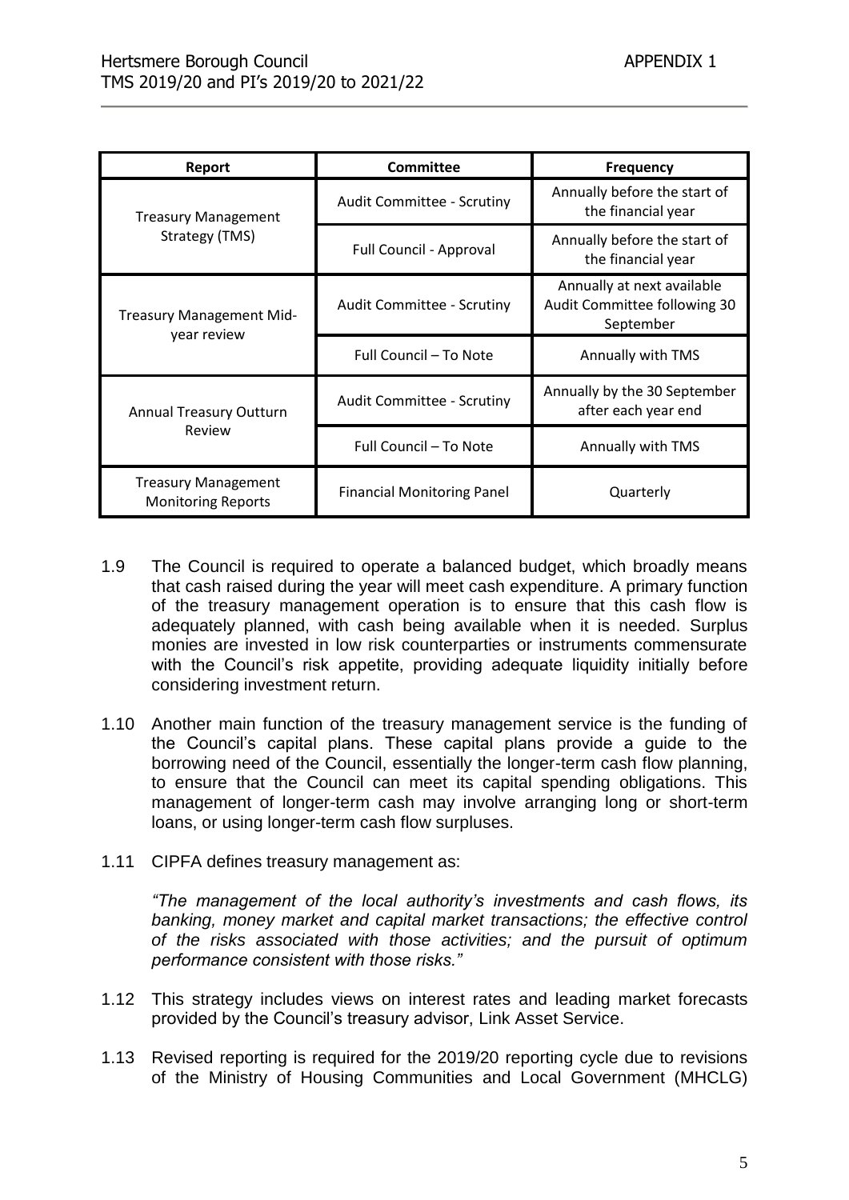| Report | Committee | Frequency |
| --- | --- | --- |
| Treasury Management Strategy (TMS) | Audit Committee - Scrutiny | Annually before the start of the financial year |
| | Full Council - Approval | Annually before the start of the financial year |
| Treasury Management Mid-year review | Audit Committee - Scrutiny | Annually at next available Audit Committee following 30 September |
| | Full Council – To Note | Annually with TMS |
| Annual Treasury Outturn Review | Audit Committee - Scrutiny | Annually by the 30 September after each year end |
| | Full Council – To Note | Annually with TMS |
| Treasury Management Monitoring Reports | Financial Monitoring Panel | Quarterly |

1.9 The Council is required to operate a balanced budget, which broadly means that cash raised during the year will meet cash expenditure. A primary function of the treasury management operation is to ensure that this cash flow is adequately planned, with cash being available when it is needed. Surplus monies are invested in low risk counterparties or instruments commensurate with the Council's risk appetite, providing adequate liquidity initially before considering investment return.

1.10 Another main function of the treasury management service is the funding of the Council's capital plans. These capital plans provide a guide to the borrowing need of the Council, essentially the longer-term cash flow planning, to ensure that the Council can meet its capital spending obligations. This management of longer-term cash may involve arranging long or short-term loans, or using longer-term cash flow surpluses.

1.11 CIPFA defines treasury management as:

*"The management of the local authority's investments and cash flows, its banking, money market and capital market transactions; the effective control of the risks associated with those activities; and the pursuit of optimum performance consistent with those risks."*

1.12 This strategy includes views on interest rates and leading market forecasts provided by the Council's treasury advisor, Link Asset Service.

1.13 Revised reporting is required for the 2019/20 reporting cycle due to revisions of the Ministry of Housing Communities and Local Government (MHCLG)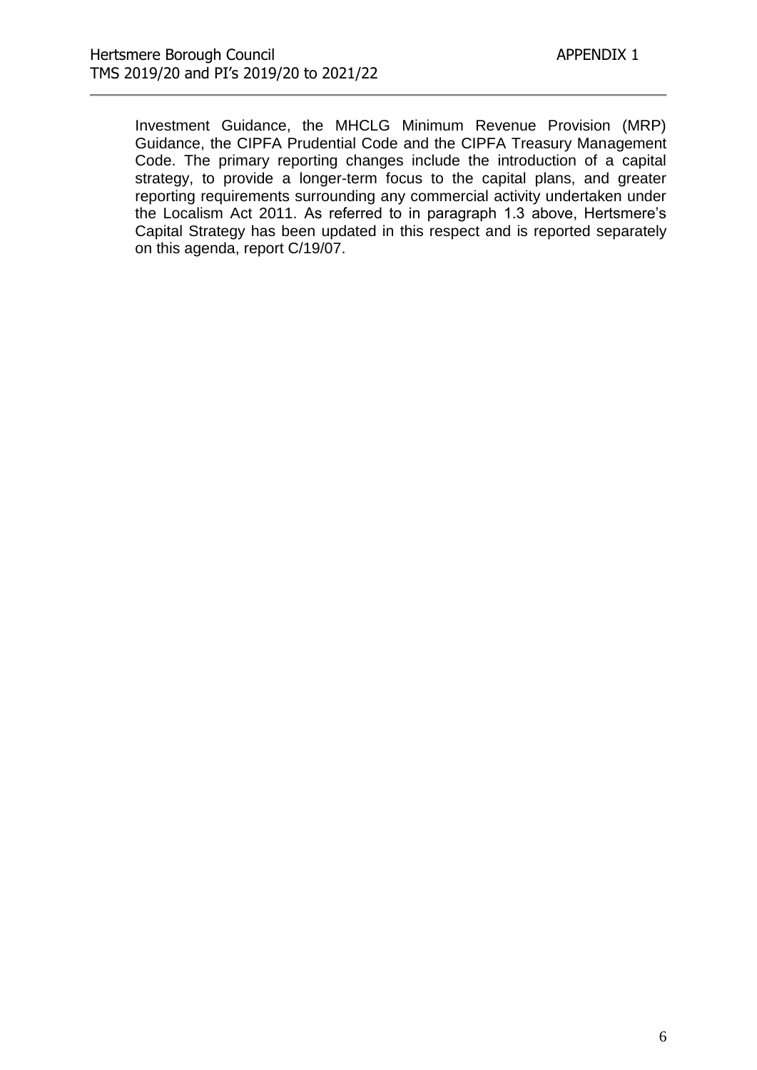Investment Guidance, the MHCLG Minimum Revenue Provision (MRP) Guidance, the CIPFA Prudential Code and the CIPFA Treasury Management Code. The primary reporting changes include the introduction of a capital strategy, to provide a longer-term focus to the capital plans, and greater reporting requirements surrounding any commercial activity undertaken under the Localism Act 2011. As referred to in paragraph 1.3 above, Hertsmere's Capital Strategy has been updated in this respect and is reported separately on this agenda, report C/19/07.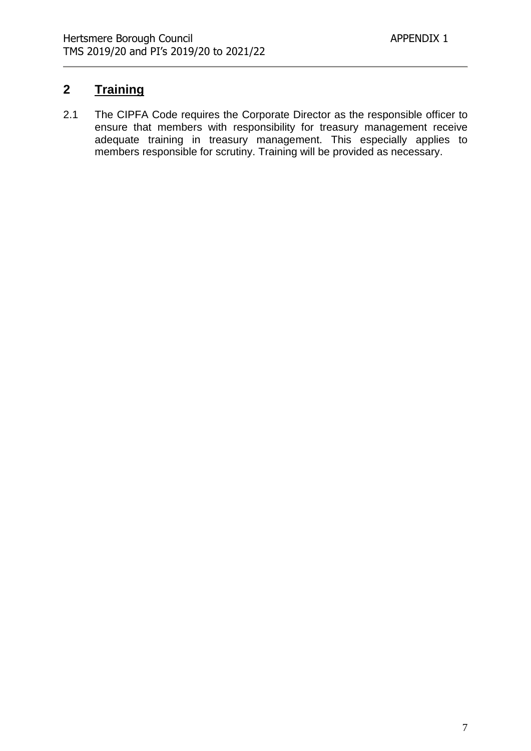## 2 Training

2.1 The CIPFA Code requires the Corporate Director as the responsible officer to ensure that members with responsibility for treasury management receive adequate training in treasury management. This especially applies to members responsible for scrutiny. Training will be provided as necessary.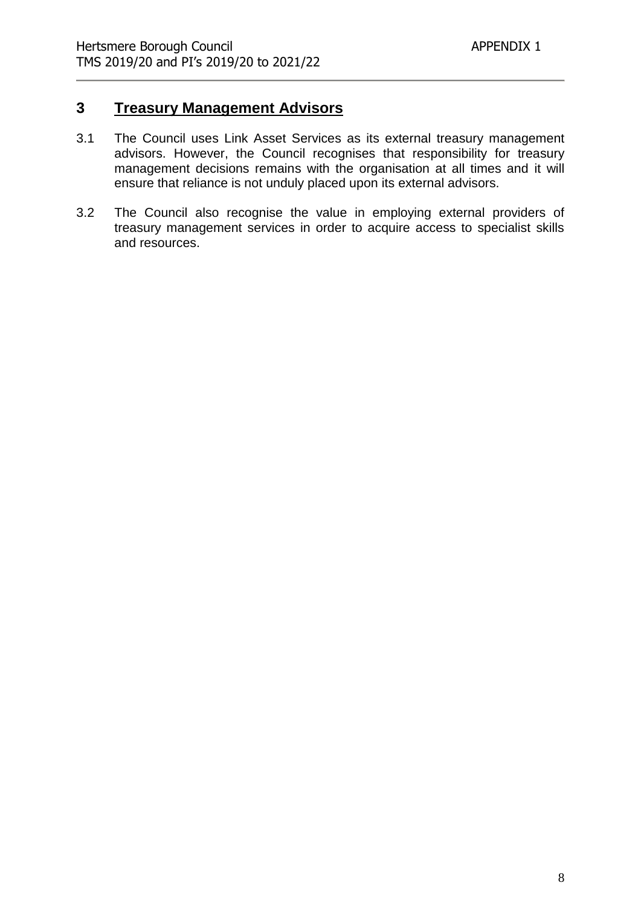## 3 Treasury Management Advisors

3.1 The Council uses Link Asset Services as its external treasury management advisors. However, the Council recognises that responsibility for treasury management decisions remains with the organisation at all times and it will ensure that reliance is not unduly placed upon its external advisors.

3.2 The Council also recognise the value in employing external providers of treasury management services in order to acquire access to specialist skills and resources.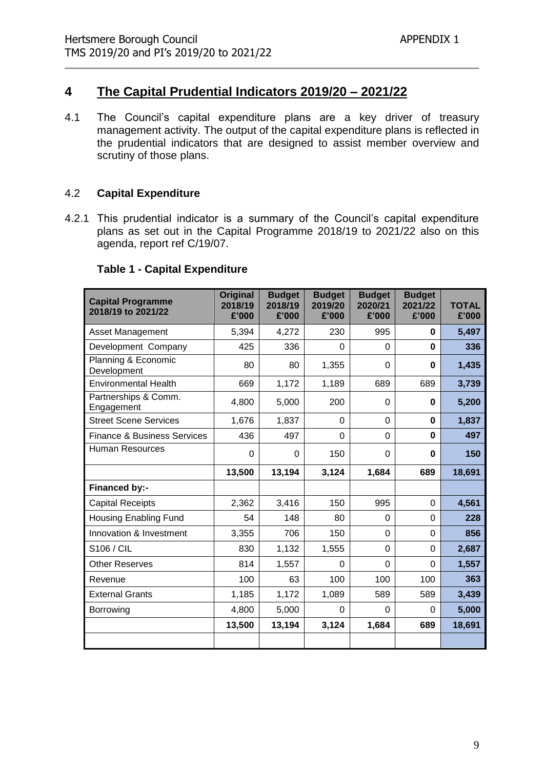## 4 The Capital Prudential Indicators 2019/20 – 2021/22

4.1 The Council's capital expenditure plans are a key driver of treasury management activity. The output of the capital expenditure plans is reflected in the prudential indicators that are designed to assist member overview and scrutiny of those plans.

### 4.2 Capital Expenditure

4.2.1 This prudential indicator is a summary of the Council's capital expenditure plans as set out in the Capital Programme 2018/19 to 2021/22 also on this agenda, report ref C/19/07.

**Table 1 - Capital Expenditure**

| Capital Programme 2018/19 to 2021/22 | Original 2018/19 £'000 | Budget 2018/19 £'000 | Budget 2019/20 £'000 | Budget 2020/21 £'000 | Budget 2021/22 £'000 | TOTAL £'000 |
|---|---|---|---|---|---|---|
| Asset Management | 5,394 | 4,272 | 230 | 995 | **0** | **5,497** |
| Development Company | 425 | 336 | 0 | 0 | **0** | **336** |
| Planning & Economic Development | 80 | 80 | 1,355 | 0 | **0** | **1,435** |
| Environmental Health | 669 | 1,172 | 1,189 | 689 | 689 | **3,739** |
| Partnerships & Comm. Engagement | 4,800 | 5,000 | 200 | 0 | **0** | **5,200** |
| Street Scene Services | 1,676 | 1,837 | 0 | 0 | **0** | **1,837** |
| Finance & Business Services | 436 | 497 | 0 | 0 | **0** | **497** |
| Human Resources | 0 | 0 | 150 | 0 | **0** | **150** |
| | **13,500** | **13,194** | **3,124** | **1,684** | **689** | **18,691** |
| **Financed by:-** | | | | | | |
| Capital Receipts | 2,362 | 3,416 | 150 | 995 | 0 | **4,561** |
| Housing Enabling Fund | 54 | 148 | 80 | 0 | 0 | **228** |
| Innovation & Investment | 3,355 | 706 | 150 | 0 | 0 | **856** |
| S106 / CIL | 830 | 1,132 | 1,555 | 0 | 0 | **2,687** |
| Other Reserves | 814 | 1,557 | 0 | 0 | 0 | **1,557** |
| Revenue | 100 | 63 | 100 | 100 | 100 | **363** |
| External Grants | 1,185 | 1,172 | 1,089 | 589 | 589 | **3,439** |
| Borrowing | 4,800 | 5,000 | 0 | 0 | 0 | **5,000** |
| | **13,500** | **13,194** | **3,124** | **1,684** | **689** | **18,691** |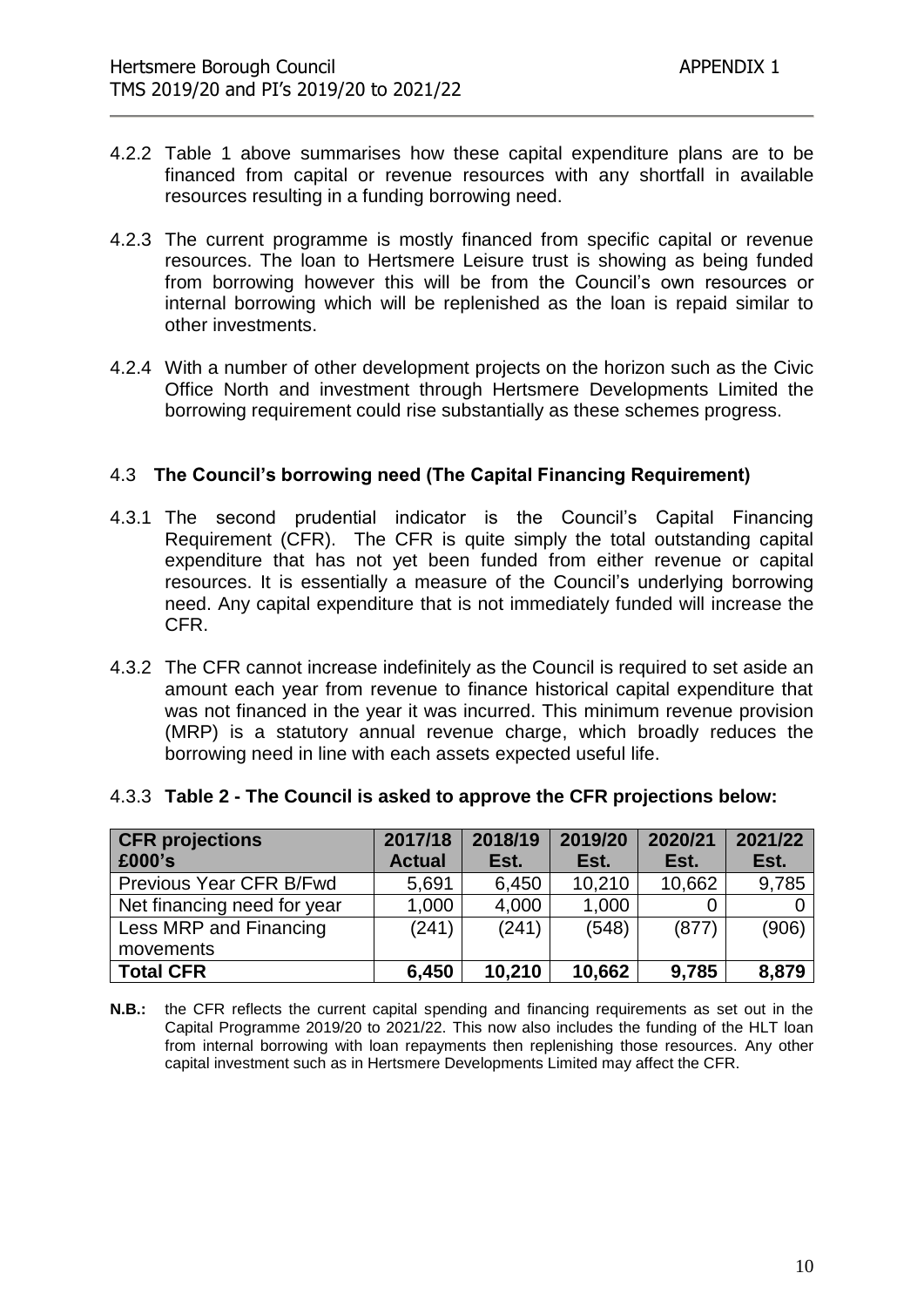4.2.2 Table 1 above summarises how these capital expenditure plans are to be financed from capital or revenue resources with any shortfall in available resources resulting in a funding borrowing need.

4.2.3 The current programme is mostly financed from specific capital or revenue resources. The loan to Hertsmere Leisure trust is showing as being funded from borrowing however this will be from the Council's own resources or internal borrowing which will be replenished as the loan is repaid similar to other investments.

4.2.4 With a number of other development projects on the horizon such as the Civic Office North and investment through Hertsmere Developments Limited the borrowing requirement could rise substantially as these schemes progress.

### 4.3 The Council's borrowing need (The Capital Financing Requirement)

4.3.1 The second prudential indicator is the Council's Capital Financing Requirement (CFR). The CFR is quite simply the total outstanding capital expenditure that has not yet been funded from either revenue or capital resources. It is essentially a measure of the Council's underlying borrowing need. Any capital expenditure that is not immediately funded will increase the CFR.

4.3.2 The CFR cannot increase indefinitely as the Council is required to set aside an amount each year from revenue to finance historical capital expenditure that was not financed in the year it was incurred. This minimum revenue provision (MRP) is a statutory annual revenue charge, which broadly reduces the borrowing need in line with each assets expected useful life.

4.3.3 **Table 2 - The Council is asked to approve the CFR projections below:**

| **CFR projections £000's** | **2017/18 Actual** | **2018/19 Est.** | **2019/20 Est.** | **2020/21 Est.** | **2021/22 Est.** |
|---|---|---|---|---|---|
| Previous Year CFR B/Fwd | 5,691 | 6,450 | 10,210 | 10,662 | 9,785 |
| Net financing need for year | 1,000 | 4,000 | 1,000 | 0 | 0 |
| Less MRP and Financing movements | (241) | (241) | (548) | (877) | (906) |
| **Total CFR** | **6,450** | **10,210** | **10,662** | **9,785** | **8,879** |

**N.B.:** the CFR reflects the current capital spending and financing requirements as set out in the Capital Programme 2019/20 to 2021/22. This now also includes the funding of the HLT loan from internal borrowing with loan repayments then replenishing those resources. Any other capital investment such as in Hertsmere Developments Limited may affect the CFR.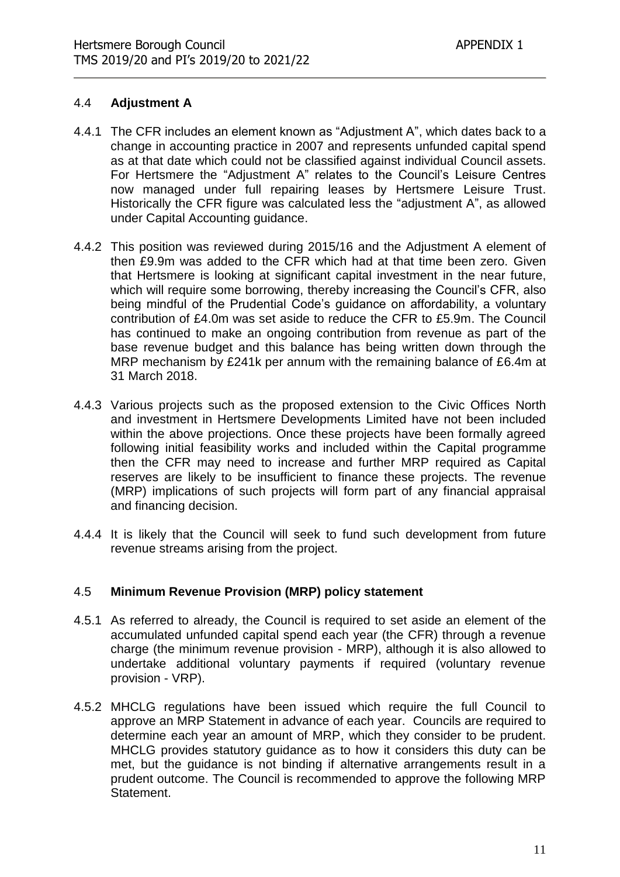## 4.4 Adjustment A

4.4.1 The CFR includes an element known as "Adjustment A", which dates back to a change in accounting practice in 2007 and represents unfunded capital spend as at that date which could not be classified against individual Council assets. For Hertsmere the "Adjustment A" relates to the Council's Leisure Centres now managed under full repairing leases by Hertsmere Leisure Trust. Historically the CFR figure was calculated less the "adjustment A", as allowed under Capital Accounting guidance.

4.4.2 This position was reviewed during 2015/16 and the Adjustment A element of then £9.9m was added to the CFR which had at that time been zero. Given that Hertsmere is looking at significant capital investment in the near future, which will require some borrowing, thereby increasing the Council's CFR, also being mindful of the Prudential Code's guidance on affordability, a voluntary contribution of £4.0m was set aside to reduce the CFR to £5.9m. The Council has continued to make an ongoing contribution from revenue as part of the base revenue budget and this balance has being written down through the MRP mechanism by £241k per annum with the remaining balance of £6.4m at 31 March 2018.

4.4.3 Various projects such as the proposed extension to the Civic Offices North and investment in Hertsmere Developments Limited have not been included within the above projections. Once these projects have been formally agreed following initial feasibility works and included within the Capital programme then the CFR may need to increase and further MRP required as Capital reserves are likely to be insufficient to finance these projects. The revenue (MRP) implications of such projects will form part of any financial appraisal and financing decision.

4.4.4 It is likely that the Council will seek to fund such development from future revenue streams arising from the project.

## 4.5 Minimum Revenue Provision (MRP) policy statement

4.5.1 As referred to already, the Council is required to set aside an element of the accumulated unfunded capital spend each year (the CFR) through a revenue charge (the minimum revenue provision - MRP), although it is also allowed to undertake additional voluntary payments if required (voluntary revenue provision - VRP).

4.5.2 MHCLG regulations have been issued which require the full Council to approve an MRP Statement in advance of each year. Councils are required to determine each year an amount of MRP, which they consider to be prudent. MHCLG provides statutory guidance as to how it considers this duty can be met, but the guidance is not binding if alternative arrangements result in a prudent outcome. The Council is recommended to approve the following MRP Statement.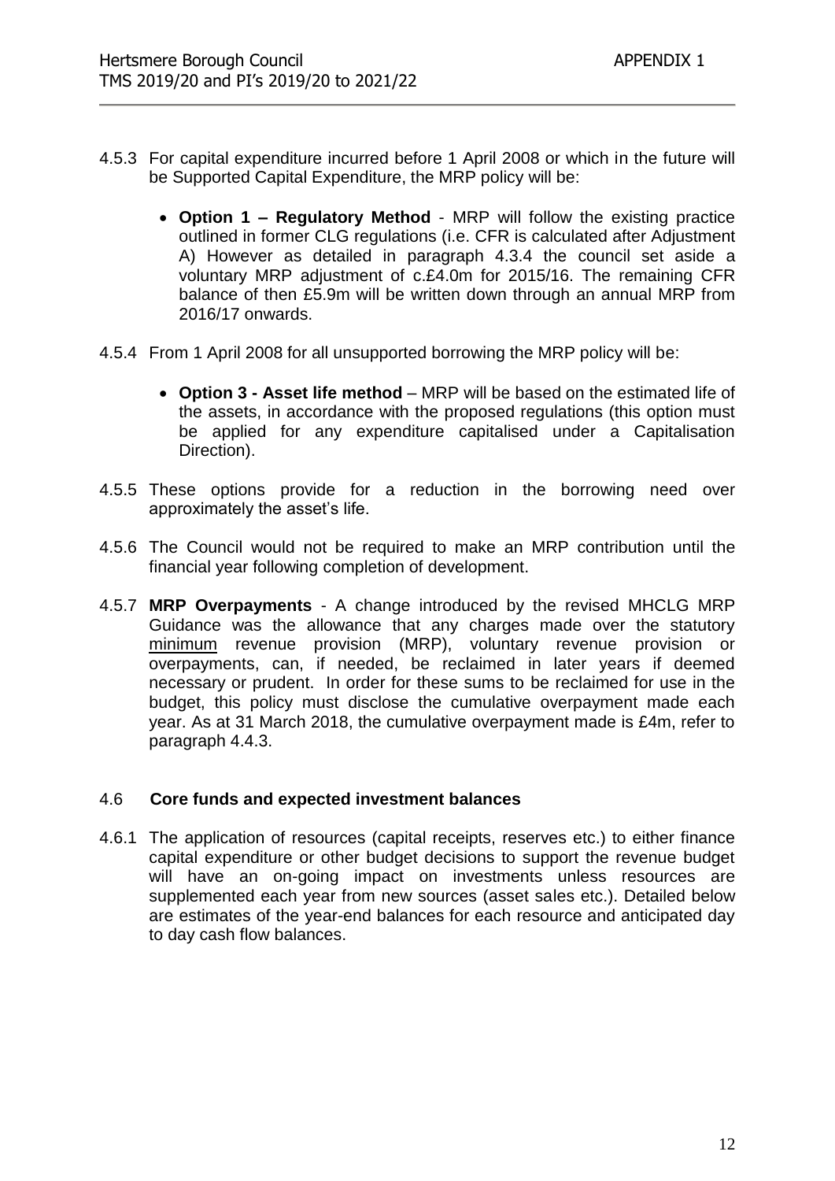4.5.3 For capital expenditure incurred before 1 April 2008 or which in the future will be Supported Capital Expenditure, the MRP policy will be:

- **Option 1 – Regulatory Method** - MRP will follow the existing practice outlined in former CLG regulations (i.e. CFR is calculated after Adjustment A) However as detailed in paragraph 4.3.4 the council set aside a voluntary MRP adjustment of c.£4.0m for 2015/16. The remaining CFR balance of then £5.9m will be written down through an annual MRP from 2016/17 onwards.

4.5.4 From 1 April 2008 for all unsupported borrowing the MRP policy will be:

- **Option 3 - Asset life method** – MRP will be based on the estimated life of the assets, in accordance with the proposed regulations (this option must be applied for any expenditure capitalised under a Capitalisation Direction).

4.5.5 These options provide for a reduction in the borrowing need over approximately the asset's life.

4.5.6 The Council would not be required to make an MRP contribution until the financial year following completion of development.

4.5.7 **MRP Overpayments** - A change introduced by the revised MHCLG MRP Guidance was the allowance that any charges made over the statutory minimum revenue provision (MRP), voluntary revenue provision or overpayments, can, if needed, be reclaimed in later years if deemed necessary or prudent. In order for these sums to be reclaimed for use in the budget, this policy must disclose the cumulative overpayment made each year. As at 31 March 2018, the cumulative overpayment made is £4m, refer to paragraph 4.4.3.

## 4.6 Core funds and expected investment balances

4.6.1 The application of resources (capital receipts, reserves etc.) to either finance capital expenditure or other budget decisions to support the revenue budget will have an on-going impact on investments unless resources are supplemented each year from new sources (asset sales etc.). Detailed below are estimates of the year-end balances for each resource and anticipated day to day cash flow balances.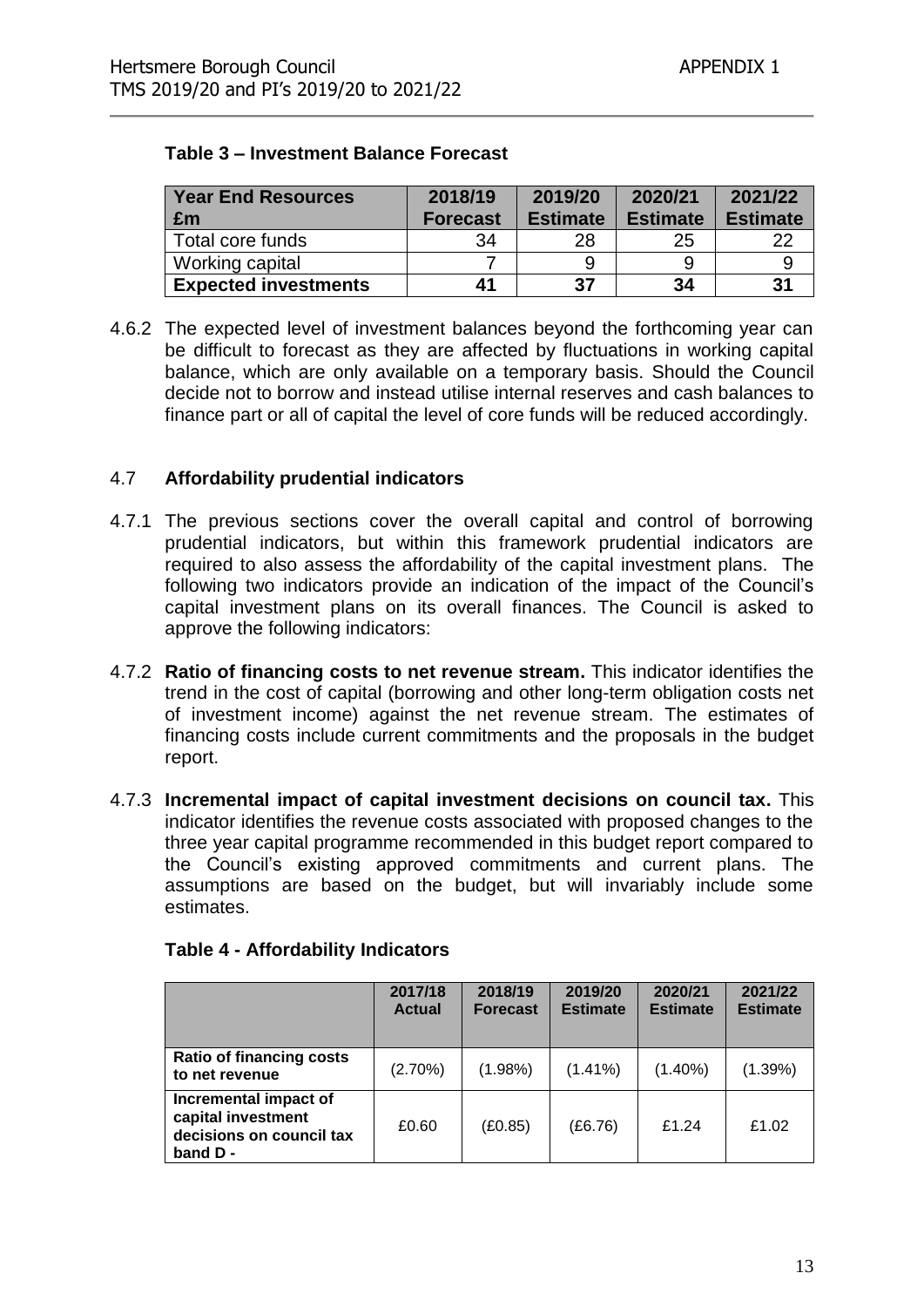**Table 3 – Investment Balance Forecast**

| Year End Resources £m | 2018/19 Forecast | 2019/20 Estimate | 2020/21 Estimate | 2021/22 Estimate |
|---|---|---|---|---|
| Total core funds | 34 | 28 | 25 | 22 |
| Working capital | 7 | 9 | 9 | 9 |
| **Expected investments** | **41** | **37** | **34** | **31** |

4.6.2 The expected level of investment balances beyond the forthcoming year can be difficult to forecast as they are affected by fluctuations in working capital balance, which are only available on a temporary basis. Should the Council decide not to borrow and instead utilise internal reserves and cash balances to finance part or all of capital the level of core funds will be reduced accordingly.

### 4.7 Affordability prudential indicators

4.7.1 The previous sections cover the overall capital and control of borrowing prudential indicators, but within this framework prudential indicators are required to also assess the affordability of the capital investment plans. The following two indicators provide an indication of the impact of the Council's capital investment plans on its overall finances. The Council is asked to approve the following indicators:

4.7.2 **Ratio of financing costs to net revenue stream.** This indicator identifies the trend in the cost of capital (borrowing and other long-term obligation costs net of investment income) against the net revenue stream. The estimates of financing costs include current commitments and the proposals in the budget report.

4.7.3 **Incremental impact of capital investment decisions on council tax.** This indicator identifies the revenue costs associated with proposed changes to the three year capital programme recommended in this budget report compared to the Council's existing approved commitments and current plans. The assumptions are based on the budget, but will invariably include some estimates.

**Table 4 - Affordability Indicators**

| | 2017/18 Actual | 2018/19 Forecast | 2019/20 Estimate | 2020/21 Estimate | 2021/22 Estimate |
|---|---|---|---|---|---|
| **Ratio of financing costs to net revenue** | (2.70%) | (1.98%) | (1.41%) | (1.40%) | (1.39%) |
| **Incremental impact of capital investment decisions on council tax band D -** | £0.60 | (£0.85) | (£6.76) | £1.24 | £1.02 |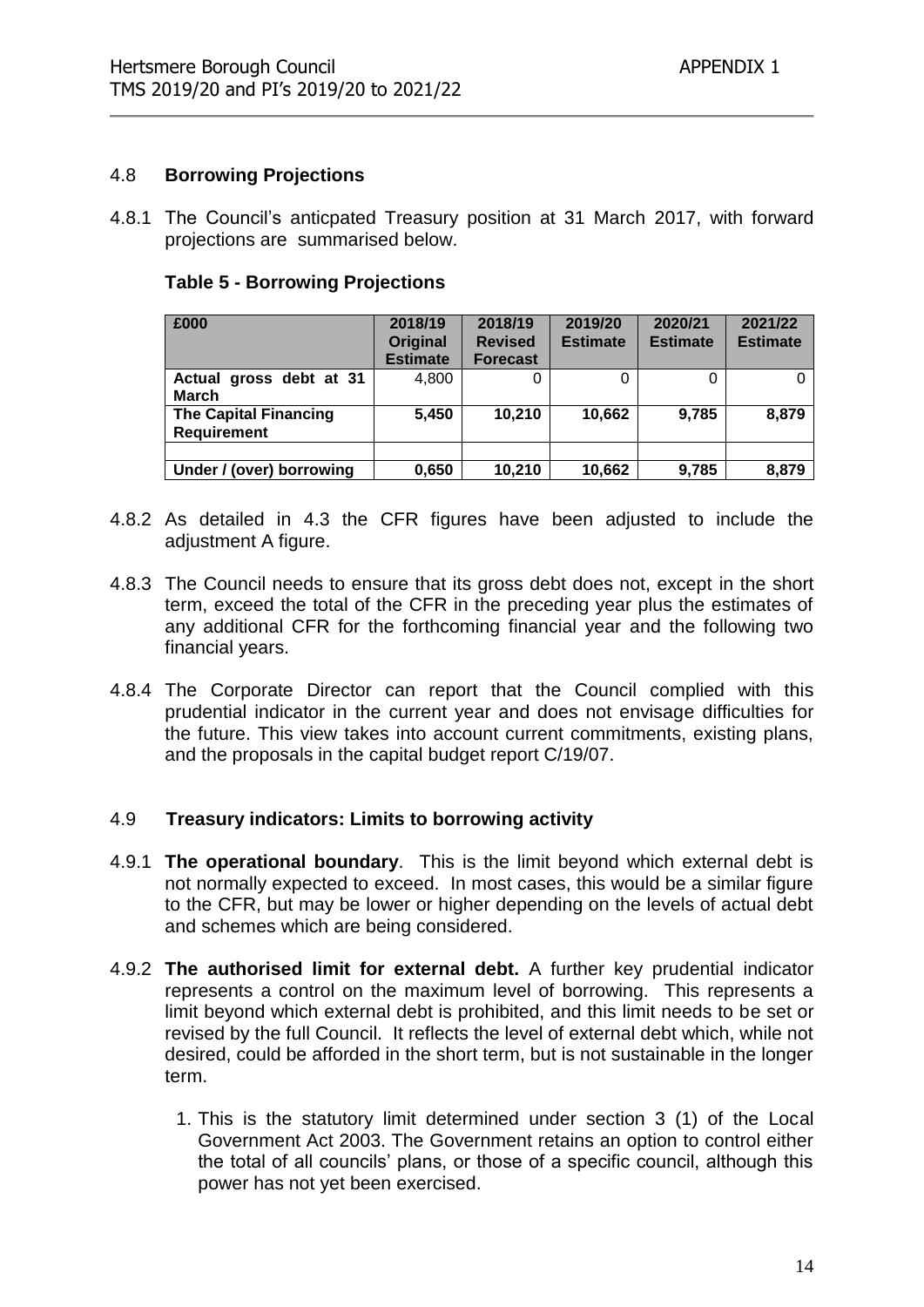## 4.8 **Borrowing Projections**

4.8.1 The Council's anticpated Treasury position at 31 March 2017, with forward projections are summarised below.

### Table 5 - Borrowing Projections

| £000 | 2018/19 Original Estimate | 2018/19 Revised Forecast | 2019/20 Estimate | 2020/21 Estimate | 2021/22 Estimate |
|---|---|---|---|---|---|
| **Actual gross debt at 31 March** | 4,800 | 0 | 0 | 0 | 0 |
| **The Capital Financing Requirement** | **5,450** | **10,210** | **10,662** | **9,785** | **8,879** |
| | | | | | |
| **Under / (over) borrowing** | **0,650** | **10,210** | **10,662** | **9,785** | **8,879** |

4.8.2 As detailed in 4.3 the CFR figures have been adjusted to include the adjustment A figure.

4.8.3 The Council needs to ensure that its gross debt does not, except in the short term, exceed the total of the CFR in the preceding year plus the estimates of any additional CFR for the forthcoming financial year and the following two financial years.

4.8.4 The Corporate Director can report that the Council complied with this prudential indicator in the current year and does not envisage difficulties for the future. This view takes into account current commitments, existing plans, and the proposals in the capital budget report C/19/07.

## 4.9 **Treasury indicators: Limits to borrowing activity**

4.9.1 **The operational boundary**. This is the limit beyond which external debt is not normally expected to exceed. In most cases, this would be a similar figure to the CFR, but may be lower or higher depending on the levels of actual debt and schemes which are being considered.

4.9.2 **The authorised limit for external debt.** A further key prudential indicator represents a control on the maximum level of borrowing. This represents a limit beyond which external debt is prohibited, and this limit needs to be set or revised by the full Council. It reflects the level of external debt which, while not desired, could be afforded in the short term, but is not sustainable in the longer term.

1. This is the statutory limit determined under section 3 (1) of the Local Government Act 2003. The Government retains an option to control either the total of all councils' plans, or those of a specific council, although this power has not yet been exercised.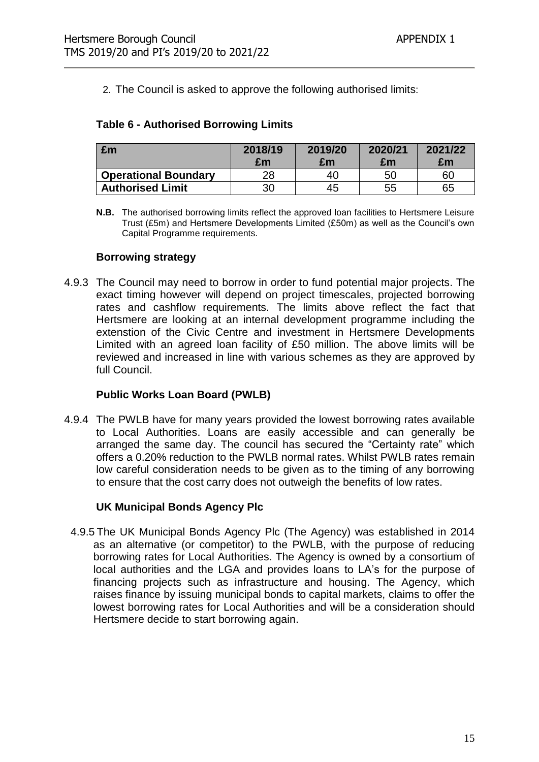2. The Council is asked to approve the following authorised limits:

**Table 6 - Authorised Borrowing Limits**

| £m | 2018/19 £m | 2019/20 £m | 2020/21 £m | 2021/22 £m |
|---|---|---|---|---|
| **Operational Boundary** | 28 | 40 | 50 | 60 |
| **Authorised Limit** | 30 | 45 | 55 | 65 |

**N.B.** The authorised borrowing limits reflect the approved loan facilities to Hertsmere Leisure Trust (£5m) and Hertsmere Developments Limited (£50m) as well as the Council's own Capital Programme requirements.

**Borrowing strategy**

4.9.3 The Council may need to borrow in order to fund potential major projects. The exact timing however will depend on project timescales, projected borrowing rates and cashflow requirements. The limits above reflect the fact that Hertsmere are looking at an internal development programme including the extenstion of the Civic Centre and investment in Hertsmere Developments Limited with an agreed loan facility of £50 million. The above limits will be reviewed and increased in line with various schemes as they are approved by full Council.

**Public Works Loan Board (PWLB)**

4.9.4 The PWLB have for many years provided the lowest borrowing rates available to Local Authorities. Loans are easily accessible and can generally be arranged the same day. The council has secured the "Certainty rate" which offers a 0.20% reduction to the PWLB normal rates. Whilst PWLB rates remain low careful consideration needs to be given as to the timing of any borrowing to ensure that the cost carry does not outweigh the benefits of low rates.

**UK Municipal Bonds Agency Plc**

4.9.5 The UK Municipal Bonds Agency Plc (The Agency) was established in 2014 as an alternative (or competitor) to the PWLB, with the purpose of reducing borrowing rates for Local Authorities. The Agency is owned by a consortium of local authorities and the LGA and provides loans to LA's for the purpose of financing projects such as infrastructure and housing. The Agency, which raises finance by issuing municipal bonds to capital markets, claims to offer the lowest borrowing rates for Local Authorities and will be a consideration should Hertsmere decide to start borrowing again.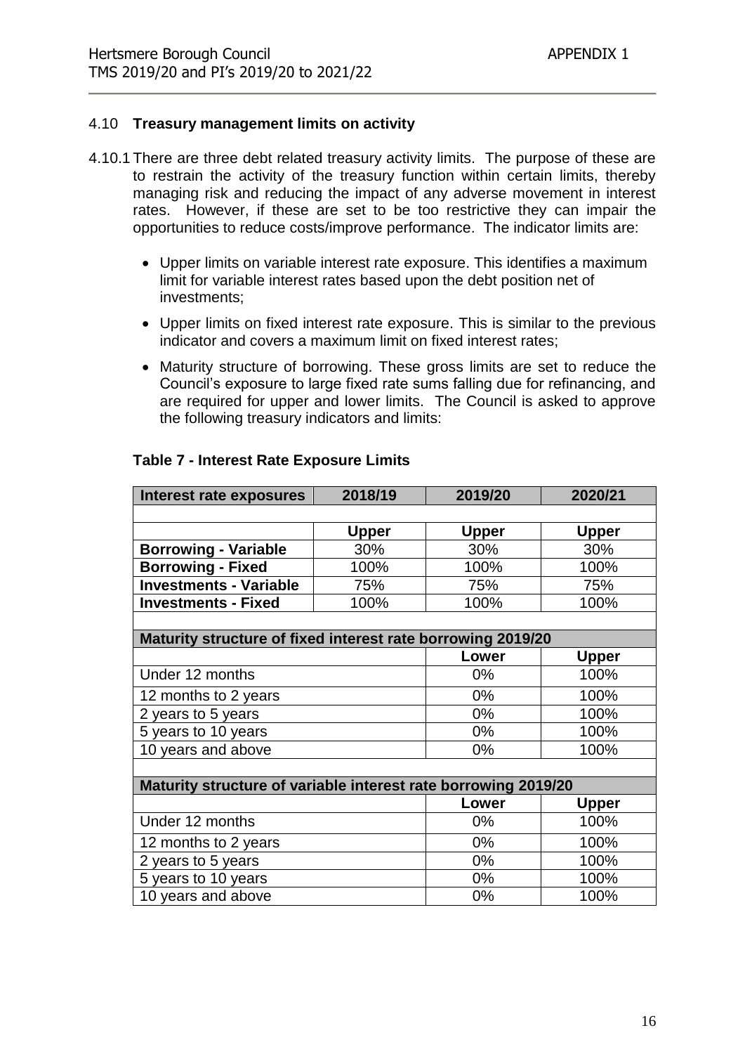### 4.10 **Treasury management limits on activity**

4.10.1 There are three debt related treasury activity limits. The purpose of these are to restrain the activity of the treasury function within certain limits, thereby managing risk and reducing the impact of any adverse movement in interest rates. However, if these are set to be too restrictive they can impair the opportunities to reduce costs/improve performance. The indicator limits are:

- Upper limits on variable interest rate exposure. This identifies a maximum limit for variable interest rates based upon the debt position net of investments;
- Upper limits on fixed interest rate exposure. This is similar to the previous indicator and covers a maximum limit on fixed interest rates;
- Maturity structure of borrowing. These gross limits are set to reduce the Council's exposure to large fixed rate sums falling due for refinancing, and are required for upper and lower limits. The Council is asked to approve the following treasury indicators and limits:

**Table 7 - Interest Rate Exposure Limits**

| Interest rate exposures | 2018/19 | 2019/20 | 2020/21 |
|---|---|---|---|
| | **Upper** | **Upper** | **Upper** |
| **Borrowing - Variable** | 30% | 30% | 30% |
| **Borrowing - Fixed** | 100% | 100% | 100% |
| **Investments - Variable** | 75% | 75% | 75% |
| **Investments - Fixed** | 100% | 100% | 100% |
| **Maturity structure of fixed interest rate borrowing 2019/20** | | | |
| | | **Lower** | **Upper** |
| Under 12 months | | 0% | 100% |
| 12 months to 2 years | | 0% | 100% |
| 2 years to 5 years | | 0% | 100% |
| 5 years to 10 years | | 0% | 100% |
| 10 years and above | | 0% | 100% |
| **Maturity structure of variable interest rate borrowing 2019/20** | | | |
| | | **Lower** | **Upper** |
| Under 12 months | | 0% | 100% |
| 12 months to 2 years | | 0% | 100% |
| 2 years to 5 years | | 0% | 100% |
| 5 years to 10 years | | 0% | 100% |
| 10 years and above | | 0% | 100% |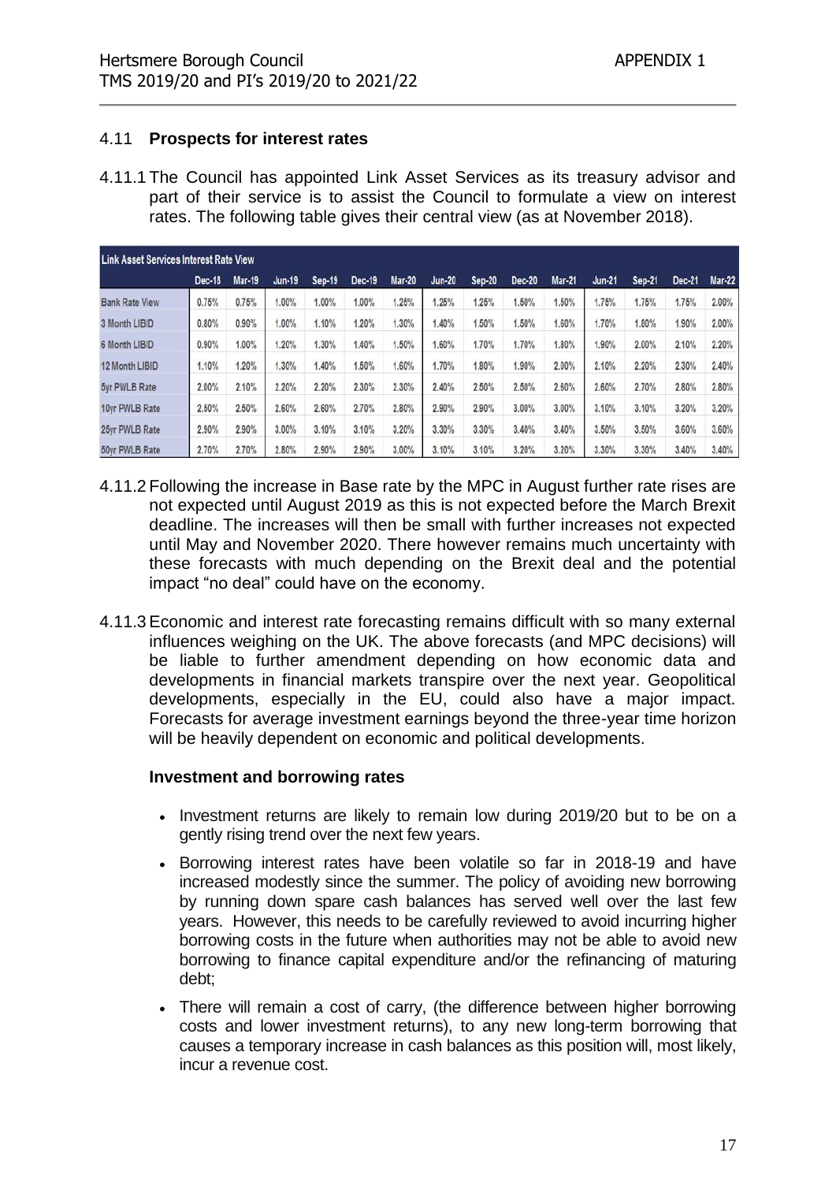## 4.11 **Prospects for interest rates**

4.11.1 The Council has appointed Link Asset Services as its treasury advisor and part of their service is to assist the Council to formulate a view on interest rates. The following table gives their central view (as at November 2018).

| Link Asset Services Interest Rate View | Dec-18 | Mar-19 | Jun-19 | Sep-19 | Dec-19 | Mar-20 | Jun-20 | Sep-20 | Dec-20 | Mar-21 | Jun-21 | Sep-21 | Dec-21 | Mar-22 |
|---|---|---|---|---|---|---|---|---|---|---|---|---|---|---|
| Bank Rate View | 0.75% | 0.75% | 1.00% | 1.00% | 1.00% | 1.25% | 1.25% | 1.25% | 1.50% | 1.50% | 1.75% | 1.75% | 1.75% | 2.00% |
| 3 Month LIBID | 0.80% | 0.90% | 1.00% | 1.10% | 1.20% | 1.30% | 1.40% | 1.50% | 1.50% | 1.60% | 1.70% | 1.80% | 1.90% | 2.00% |
| 6 Month LIBID | 0.90% | 1.00% | 1.20% | 1.30% | 1.40% | 1.50% | 1.60% | 1.70% | 1.70% | 1.80% | 1.90% | 2.00% | 2.10% | 2.20% |
| 12 Month LIBID | 1.10% | 1.20% | 1.30% | 1.40% | 1.50% | 1.60% | 1.70% | 1.80% | 1.90% | 2.00% | 2.10% | 2.20% | 2.30% | 2.40% |
| 5yr PWLB Rate | 2.00% | 2.10% | 2.20% | 2.20% | 2.30% | 2.30% | 2.40% | 2.50% | 2.50% | 2.60% | 2.60% | 2.70% | 2.80% | 2.80% |
| 10yr PWLB Rate | 2.50% | 2.50% | 2.60% | 2.60% | 2.70% | 2.80% | 2.90% | 2.90% | 3.00% | 3.00% | 3.10% | 3.10% | 3.20% | 3.20% |
| 25yr PWLB Rate | 2.90% | 2.90% | 3.00% | 3.10% | 3.10% | 3.20% | 3.30% | 3.30% | 3.40% | 3.40% | 3.50% | 3.50% | 3.60% | 3.60% |
| 50yr PWLB Rate | 2.70% | 2.70% | 2.80% | 2.90% | 2.90% | 3.00% | 3.10% | 3.10% | 3.20% | 3.20% | 3.30% | 3.30% | 3.40% | 3.40% |

4.11.2 Following the increase in Base rate by the MPC in August further rate rises are not expected until August 2019 as this is not expected before the March Brexit deadline. The increases will then be small with further increases not expected until May and November 2020. There however remains much uncertainty with these forecasts with much depending on the Brexit deal and the potential impact "no deal" could have on the economy.

4.11.3 Economic and interest rate forecasting remains difficult with so many external influences weighing on the UK. The above forecasts (and MPC decisions) will be liable to further amendment depending on how economic data and developments in financial markets transpire over the next year. Geopolitical developments, especially in the EU, could also have a major impact. Forecasts for average investment earnings beyond the three-year time horizon will be heavily dependent on economic and political developments.

**Investment and borrowing rates**

- Investment returns are likely to remain low during 2019/20 but to be on a gently rising trend over the next few years.
- Borrowing interest rates have been volatile so far in 2018-19 and have increased modestly since the summer. The policy of avoiding new borrowing by running down spare cash balances has served well over the last few years. However, this needs to be carefully reviewed to avoid incurring higher borrowing costs in the future when authorities may not be able to avoid new borrowing to finance capital expenditure and/or the refinancing of maturing debt;
- There will remain a cost of carry, (the difference between higher borrowing costs and lower investment returns), to any new long-term borrowing that causes a temporary increase in cash balances as this position will, most likely, incur a revenue cost.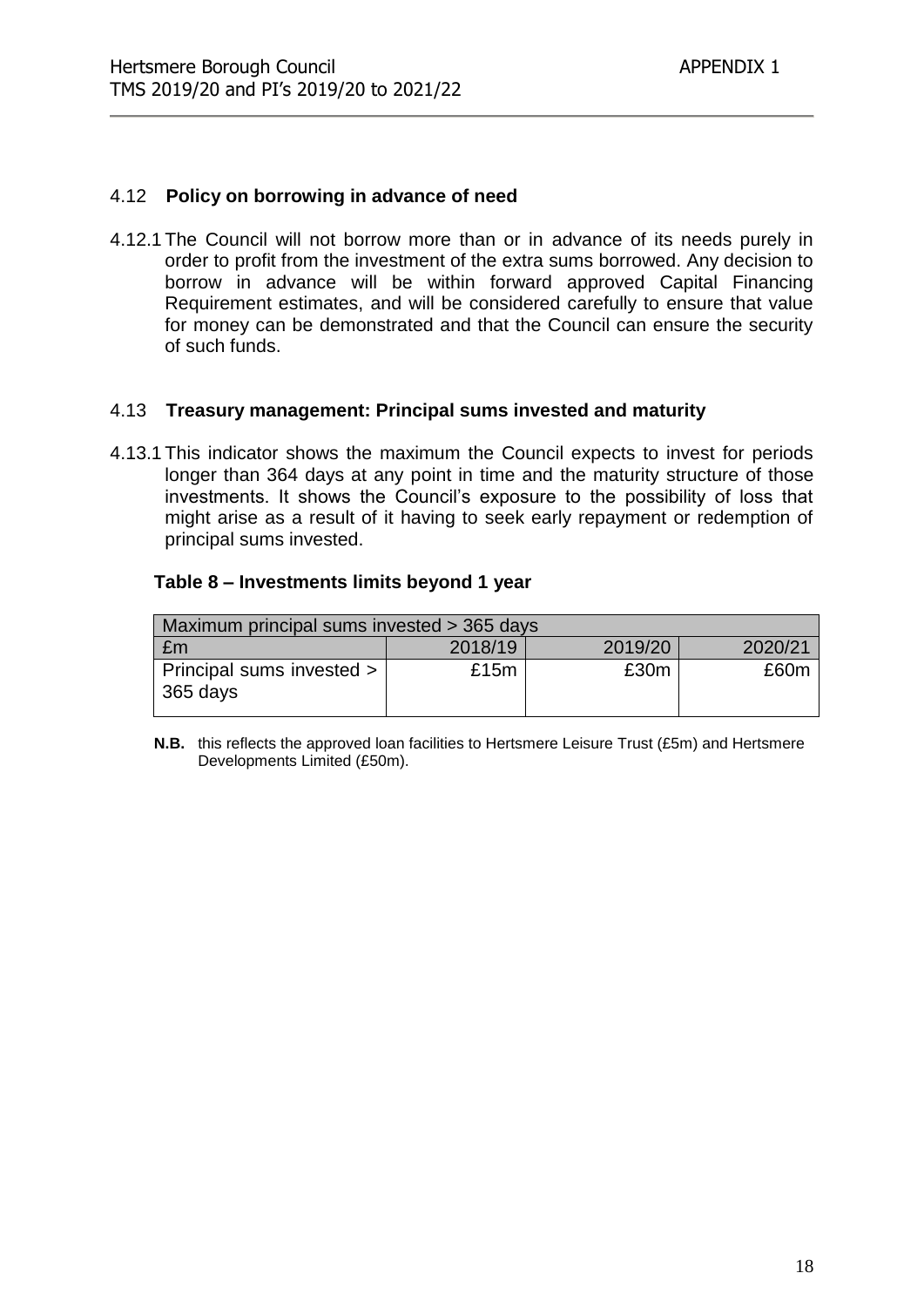## 4.12 **Policy on borrowing in advance of need**

4.12.1 The Council will not borrow more than or in advance of its needs purely in order to profit from the investment of the extra sums borrowed. Any decision to borrow in advance will be within forward approved Capital Financing Requirement estimates, and will be considered carefully to ensure that value for money can be demonstrated and that the Council can ensure the security of such funds.

## 4.13 **Treasury management: Principal sums invested and maturity**

4.13.1 This indicator shows the maximum the Council expects to invest for periods longer than 364 days at any point in time and the maturity structure of those investments. It shows the Council's exposure to the possibility of loss that might arise as a result of it having to seek early repayment or redemption of principal sums invested.

**Table 8 – Investments limits beyond 1 year**

| Maximum principal sums invested > 365 days | | | |
|---|---|---|---|
| £m | 2018/19 | 2019/20 | 2020/21 |
| Principal sums invested > 365 days | £15m | £30m | £60m |

**N.B.** this reflects the approved loan facilities to Hertsmere Leisure Trust (£5m) and Hertsmere Developments Limited (£50m).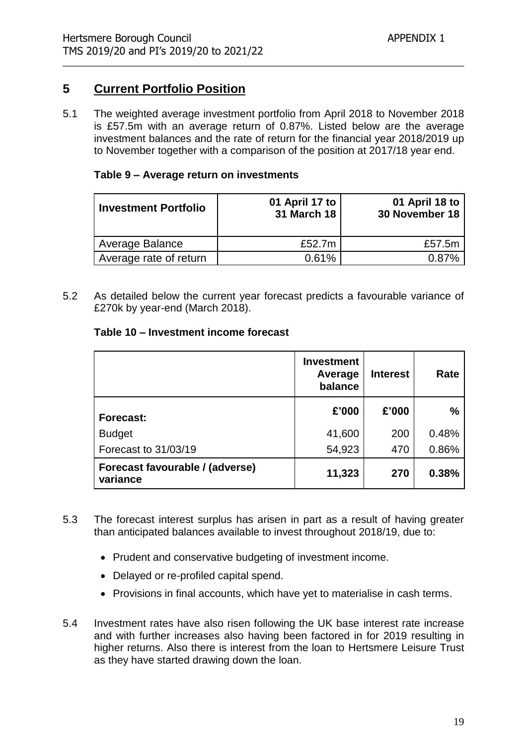## 5 Current Portfolio Position

5.1 The weighted average investment portfolio from April 2018 to November 2018 is £57.5m with an average return of 0.87%. Listed below are the average investment balances and the rate of return for the financial year 2018/2019 up to November together with a comparison of the position at 2017/18 year end.

**Table 9 – Average return on investments**

| Investment Portfolio | 01 April 17 to 31 March 18 | 01 April 18 to 30 November 18 |
|---|---|---|
| Average Balance | £52.7m | £57.5m |
| Average rate of return | 0.61% | 0.87% |

5.2 As detailed below the current year forecast predicts a favourable variance of £270k by year-end (March 2018).

**Table 10 – Investment income forecast**

| | Investment Average balance | Interest | Rate |
|---|---|---|---|
| **Forecast:** | **£'000** | **£'000** | **%** |
| Budget | 41,600 | 200 | 0.48% |
| Forecast to 31/03/19 | 54,923 | 470 | 0.86% |
| **Forecast favourable / (adverse) variance** | **11,323** | **270** | **0.38%** |

5.3 The forecast interest surplus has arisen in part as a result of having greater than anticipated balances available to invest throughout 2018/19, due to:

- Prudent and conservative budgeting of investment income.
- Delayed or re-profiled capital spend.
- Provisions in final accounts, which have yet to materialise in cash terms.

5.4 Investment rates have also risen following the UK base interest rate increase and with further increases also having been factored in for 2019 resulting in higher returns. Also there is interest from the loan to Hertsmere Leisure Trust as they have started drawing down the loan.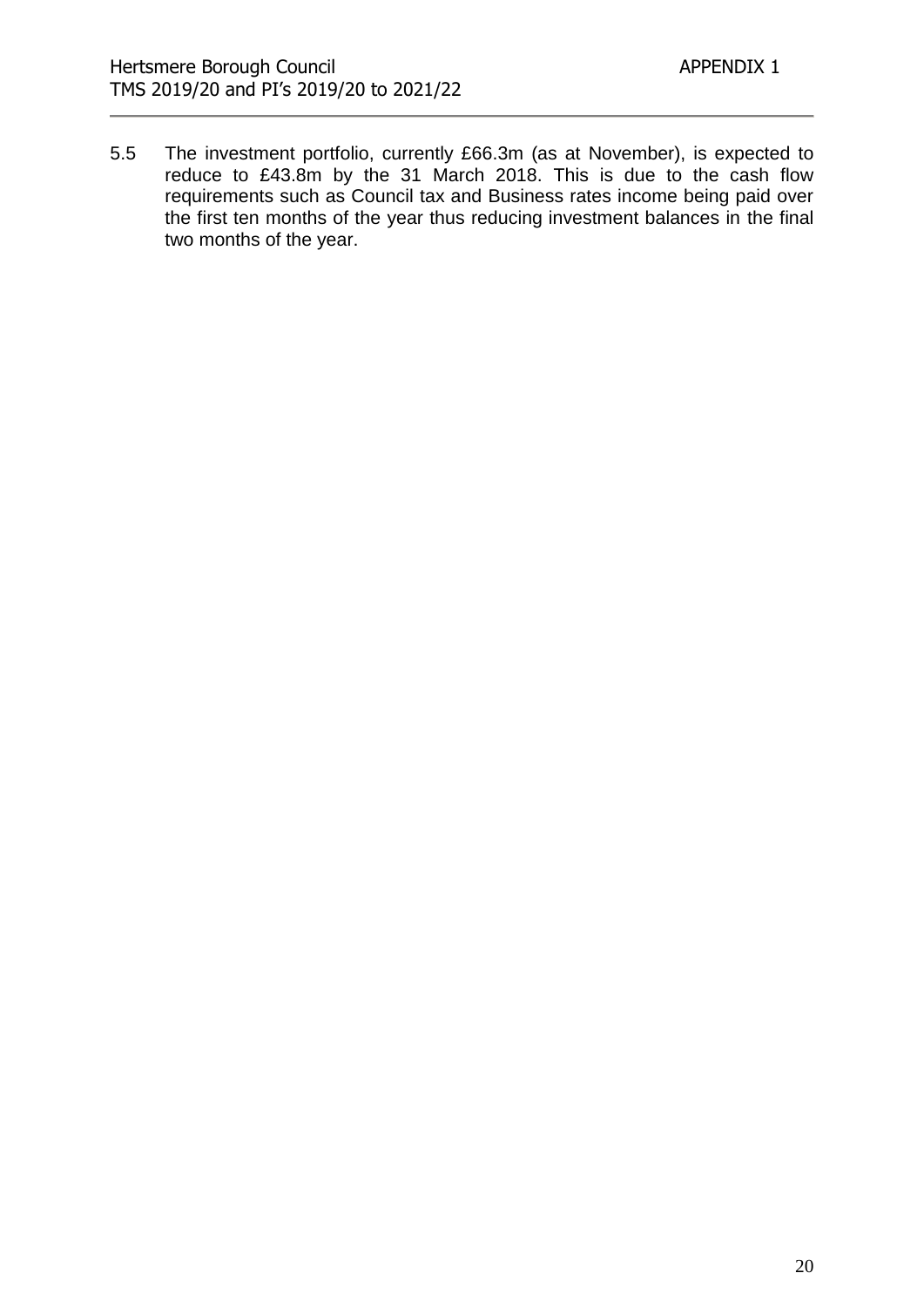5.5 The investment portfolio, currently £66.3m (as at November), is expected to reduce to £43.8m by the 31 March 2018. This is due to the cash flow requirements such as Council tax and Business rates income being paid over the first ten months of the year thus reducing investment balances in the final two months of the year.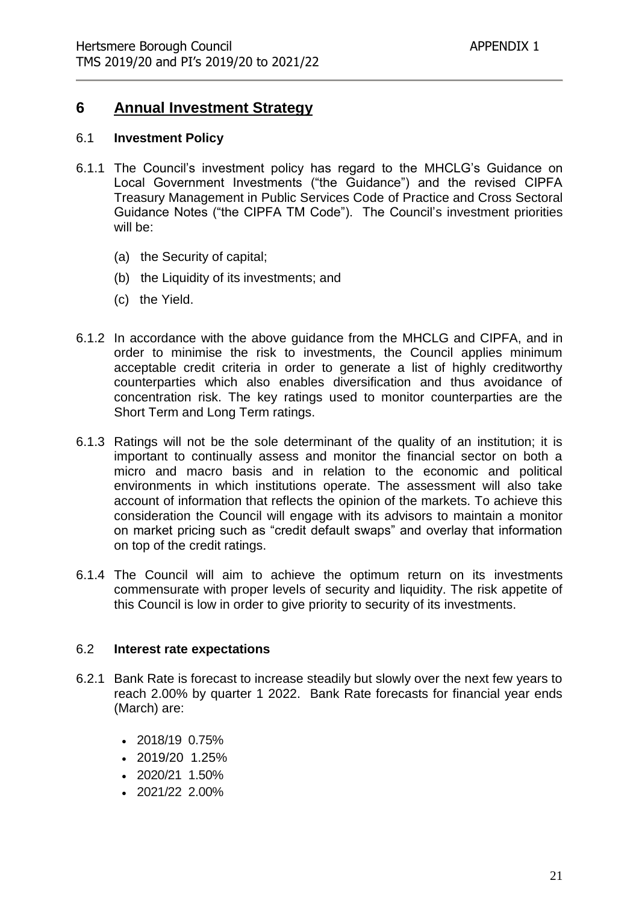## 6 Annual Investment Strategy

### 6.1 Investment Policy

6.1.1 The Council's investment policy has regard to the MHCLG's Guidance on Local Government Investments ("the Guidance") and the revised CIPFA Treasury Management in Public Services Code of Practice and Cross Sectoral Guidance Notes ("the CIPFA TM Code"). The Council's investment priorities will be:

(a) the Security of capital;

(b) the Liquidity of its investments; and

(c) the Yield.

6.1.2 In accordance with the above guidance from the MHCLG and CIPFA, and in order to minimise the risk to investments, the Council applies minimum acceptable credit criteria in order to generate a list of highly creditworthy counterparties which also enables diversification and thus avoidance of concentration risk. The key ratings used to monitor counterparties are the Short Term and Long Term ratings.

6.1.3 Ratings will not be the sole determinant of the quality of an institution; it is important to continually assess and monitor the financial sector on both a micro and macro basis and in relation to the economic and political environments in which institutions operate. The assessment will also take account of information that reflects the opinion of the markets. To achieve this consideration the Council will engage with its advisors to maintain a monitor on market pricing such as "credit default swaps" and overlay that information on top of the credit ratings.

6.1.4 The Council will aim to achieve the optimum return on its investments commensurate with proper levels of security and liquidity. The risk appetite of this Council is low in order to give priority to security of its investments.

### 6.2 Interest rate expectations

6.2.1 Bank Rate is forecast to increase steadily but slowly over the next few years to reach 2.00% by quarter 1 2022. Bank Rate forecasts for financial year ends (March) are:

- 2018/19 0.75%
- 2019/20 1.25%
- 2020/21 1.50%
- 2021/22 2.00%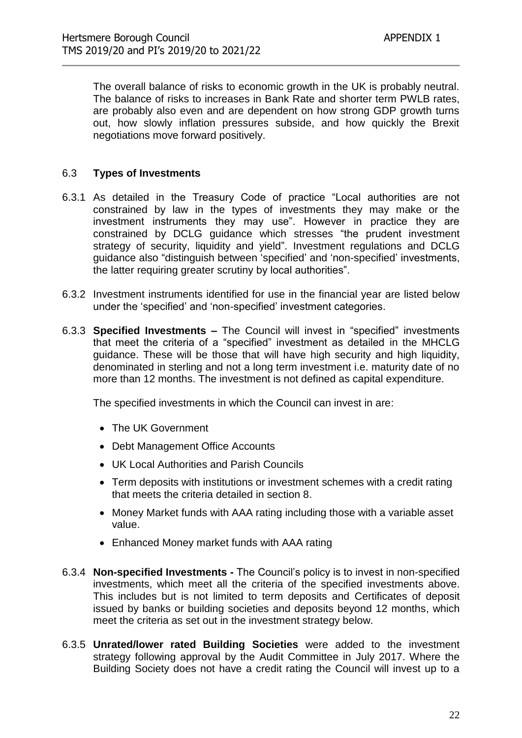The overall balance of risks to economic growth in the UK is probably neutral. The balance of risks to increases in Bank Rate and shorter term PWLB rates, are probably also even and are dependent on how strong GDP growth turns out, how slowly inflation pressures subside, and how quickly the Brexit negotiations move forward positively.

## 6.3 Types of Investments

6.3.1 As detailed in the Treasury Code of practice "Local authorities are not constrained by law in the types of investments they may make or the investment instruments they may use". However in practice they are constrained by DCLG guidance which stresses "the prudent investment strategy of security, liquidity and yield". Investment regulations and DCLG guidance also "distinguish between 'specified' and 'non-specified' investments, the latter requiring greater scrutiny by local authorities".

6.3.2 Investment instruments identified for use in the financial year are listed below under the 'specified' and 'non-specified' investment categories.

6.3.3 **Specified Investments –** The Council will invest in "specified" investments that meet the criteria of a "specified" investment as detailed in the MHCLG guidance. These will be those that will have high security and high liquidity, denominated in sterling and not a long term investment i.e. maturity date of no more than 12 months. The investment is not defined as capital expenditure.

The specified investments in which the Council can invest in are:

- The UK Government
- Debt Management Office Accounts
- UK Local Authorities and Parish Councils
- Term deposits with institutions or investment schemes with a credit rating that meets the criteria detailed in section 8.
- Money Market funds with AAA rating including those with a variable asset value.
- Enhanced Money market funds with AAA rating

6.3.4 **Non-specified Investments -** The Council's policy is to invest in non-specified investments, which meet all the criteria of the specified investments above. This includes but is not limited to term deposits and Certificates of deposit issued by banks or building societies and deposits beyond 12 months, which meet the criteria as set out in the investment strategy below.

6.3.5 **Unrated/lower rated Building Societies** were added to the investment strategy following approval by the Audit Committee in July 2017. Where the Building Society does not have a credit rating the Council will invest up to a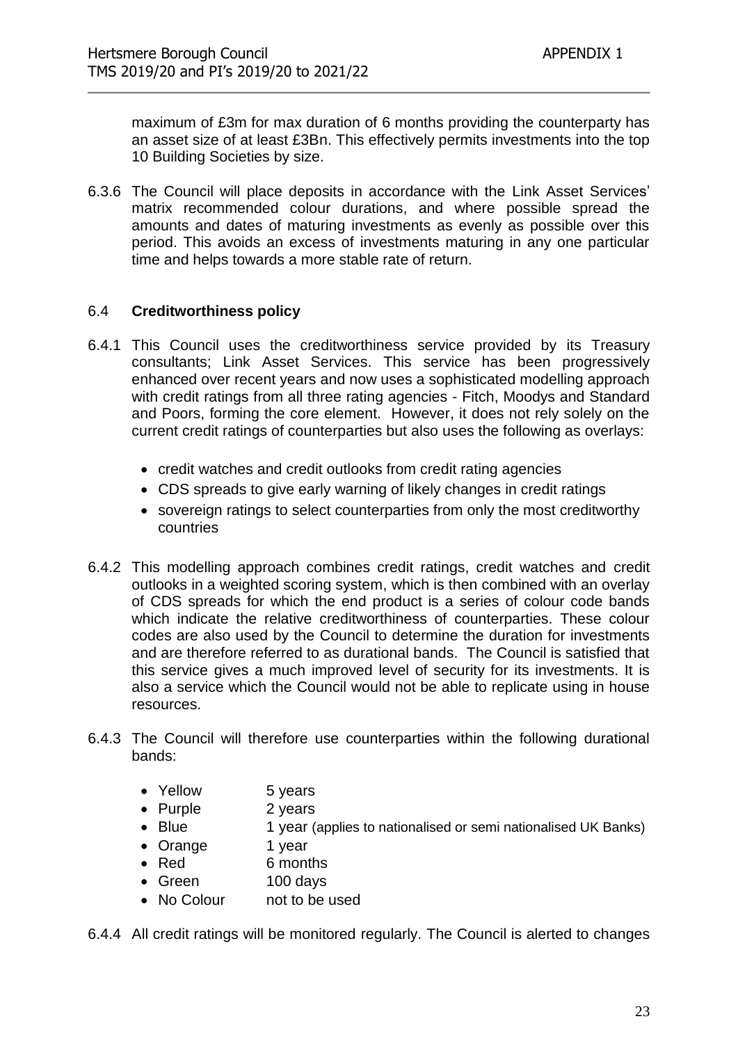maximum of £3m for max duration of 6 months providing the counterparty has an asset size of at least £3Bn. This effectively permits investments into the top 10 Building Societies by size.

6.3.6 The Council will place deposits in accordance with the Link Asset Services' matrix recommended colour durations, and where possible spread the amounts and dates of maturing investments as evenly as possible over this period. This avoids an excess of investments maturing in any one particular time and helps towards a more stable rate of return.

### 6.4 **Creditworthiness policy**

6.4.1 This Council uses the creditworthiness service provided by its Treasury consultants; Link Asset Services. This service has been progressively enhanced over recent years and now uses a sophisticated modelling approach with credit ratings from all three rating agencies - Fitch, Moodys and Standard and Poors, forming the core element. However, it does not rely solely on the current credit ratings of counterparties but also uses the following as overlays:

- credit watches and credit outlooks from credit rating agencies
- CDS spreads to give early warning of likely changes in credit ratings
- sovereign ratings to select counterparties from only the most creditworthy countries

6.4.2 This modelling approach combines credit ratings, credit watches and credit outlooks in a weighted scoring system, which is then combined with an overlay of CDS spreads for which the end product is a series of colour code bands which indicate the relative creditworthiness of counterparties. These colour codes are also used by the Council to determine the duration for investments and are therefore referred to as durational bands. The Council is satisfied that this service gives a much improved level of security for its investments. It is also a service which the Council would not be able to replicate using in house resources.

6.4.3 The Council will therefore use counterparties within the following durational bands:

- Yellow 5 years
- Purple 2 years
- Blue 1 year (applies to nationalised or semi nationalised UK Banks)
- Orange 1 year
- Red 6 months
- Green 100 days
- No Colour not to be used

6.4.4 All credit ratings will be monitored regularly. The Council is alerted to changes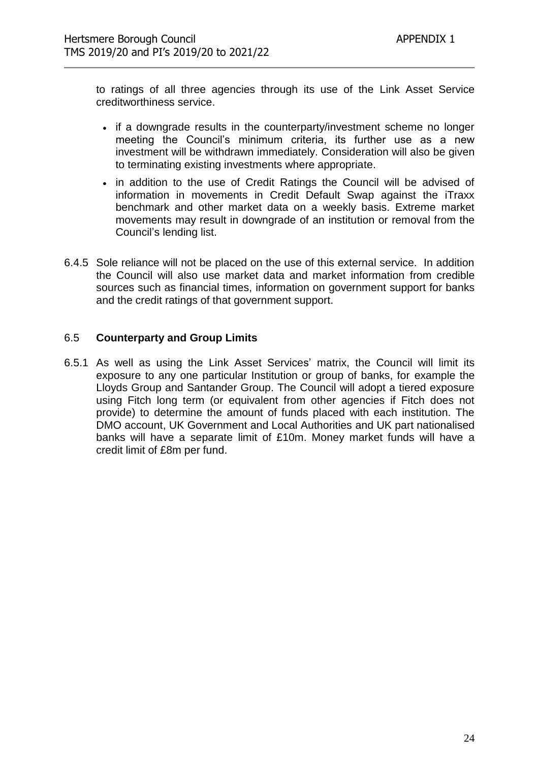to ratings of all three agencies through its use of the Link Asset Service creditworthiness service.

- if a downgrade results in the counterparty/investment scheme no longer meeting the Council's minimum criteria, its further use as a new investment will be withdrawn immediately. Consideration will also be given to terminating existing investments where appropriate.
- in addition to the use of Credit Ratings the Council will be advised of information in movements in Credit Default Swap against the iTraxx benchmark and other market data on a weekly basis. Extreme market movements may result in downgrade of an institution or removal from the Council's lending list.

6.4.5 Sole reliance will not be placed on the use of this external service. In addition the Council will also use market data and market information from credible sources such as financial times, information on government support for banks and the credit ratings of that government support.

## 6.5 Counterparty and Group Limits

6.5.1 As well as using the Link Asset Services' matrix, the Council will limit its exposure to any one particular Institution or group of banks, for example the Lloyds Group and Santander Group. The Council will adopt a tiered exposure using Fitch long term (or equivalent from other agencies if Fitch does not provide) to determine the amount of funds placed with each institution. The DMO account, UK Government and Local Authorities and UK part nationalised banks will have a separate limit of £10m. Money market funds will have a credit limit of £8m per fund.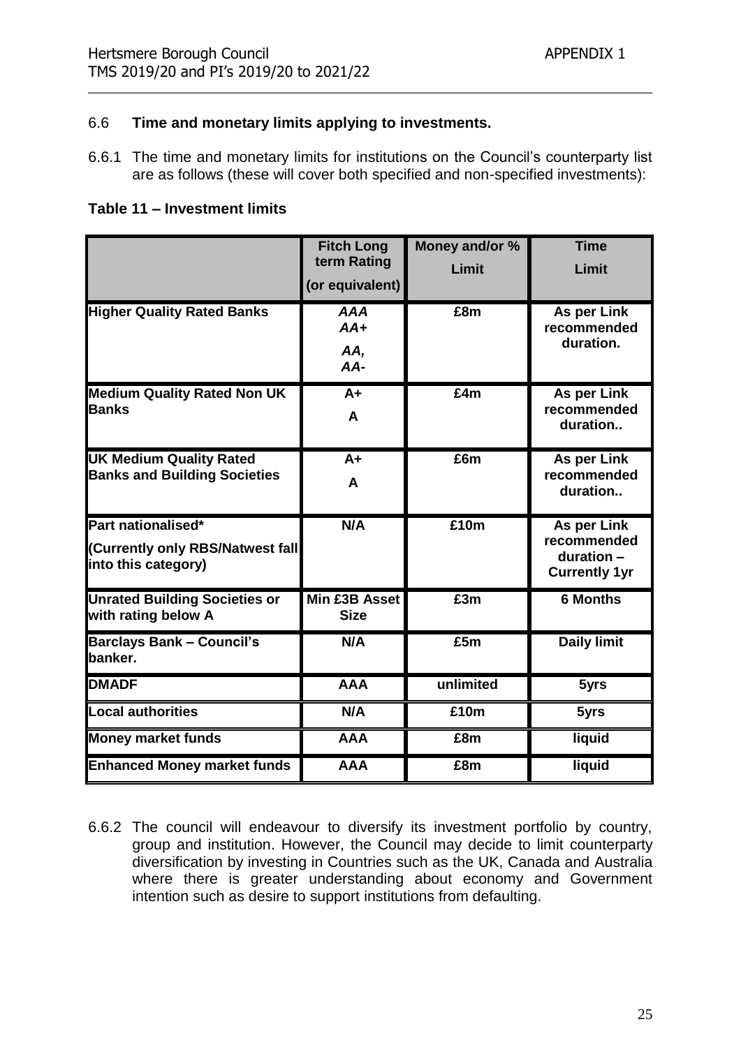### 6.6 Time and monetary limits applying to investments.

6.6.1 The time and monetary limits for institutions on the Council's counterparty list are as follows (these will cover both specified and non-specified investments):

**Table 11 – Investment limits**

| | Fitch Long term Rating (or equivalent) | Money and/or % Limit | Time Limit |
|---|---|---|---|
| **Higher Quality Rated Banks** | ***AAA AA+ AA, AA-*** | **£8m** | **As per Link recommended duration.** |
| **Medium Quality Rated Non UK Banks** | **A+ A** | **£4m** | **As per Link recommended duration..** |
| **UK Medium Quality Rated Banks and Building Societies** | **A+ A** | **£6m** | **As per Link recommended duration..** |
| **Part nationalised* (Currently only RBS/Natwest fall into this category)** | **N/A** | **£10m** | **As per Link recommended duration – Currently 1yr** |
| **Unrated Building Societies or with rating below A** | **Min £3B Asset Size** | **£3m** | **6 Months** |
| **Barclays Bank – Council's banker.** | **N/A** | **£5m** | **Daily limit** |
| **DMADF** | **AAA** | **unlimited** | **5yrs** |
| **Local authorities** | **N/A** | **£10m** | **5yrs** |
| **Money market funds** | **AAA** | **£8m** | **liquid** |
| **Enhanced Money market funds** | **AAA** | **£8m** | **liquid** |

6.6.2 The council will endeavour to diversify its investment portfolio by country, group and institution. However, the Council may decide to limit counterparty diversification by investing in Countries such as the UK, Canada and Australia where there is greater understanding about economy and Government intention such as desire to support institutions from defaulting.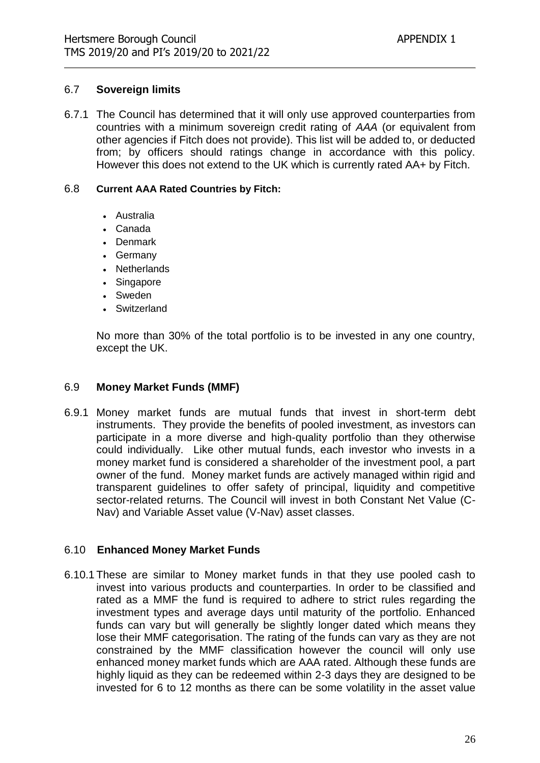### 6.7 **Sovereign limits**

6.7.1 The Council has determined that it will only use approved counterparties from countries with a minimum sovereign credit rating of *AAA* (or equivalent from other agencies if Fitch does not provide). This list will be added to, or deducted from; by officers should ratings change in accordance with this policy. However this does not extend to the UK which is currently rated AA+ by Fitch.

### 6.8 **Current AAA Rated Countries by Fitch:**

- Australia
- Canada
- Denmark
- Germany
- Netherlands
- Singapore
- Sweden
- Switzerland

No more than 30% of the total portfolio is to be invested in any one country, except the UK.

### 6.9 **Money Market Funds (MMF)**

6.9.1 Money market funds are mutual funds that invest in short-term debt instruments. They provide the benefits of pooled investment, as investors can participate in a more diverse and high-quality portfolio than they otherwise could individually. Like other mutual funds, each investor who invests in a money market fund is considered a shareholder of the investment pool, a part owner of the fund. Money market funds are actively managed within rigid and transparent guidelines to offer safety of principal, liquidity and competitive sector-related returns. The Council will invest in both Constant Net Value (C-Nav) and Variable Asset value (V-Nav) asset classes.

### 6.10 **Enhanced Money Market Funds**

6.10.1 These are similar to Money market funds in that they use pooled cash to invest into various products and counterparties. In order to be classified and rated as a MMF the fund is required to adhere to strict rules regarding the investment types and average days until maturity of the portfolio. Enhanced funds can vary but will generally be slightly longer dated which means they lose their MMF categorisation. The rating of the funds can vary as they are not constrained by the MMF classification however the council will only use enhanced money market funds which are AAA rated. Although these funds are highly liquid as they can be redeemed within 2-3 days they are designed to be invested for 6 to 12 months as there can be some volatility in the asset value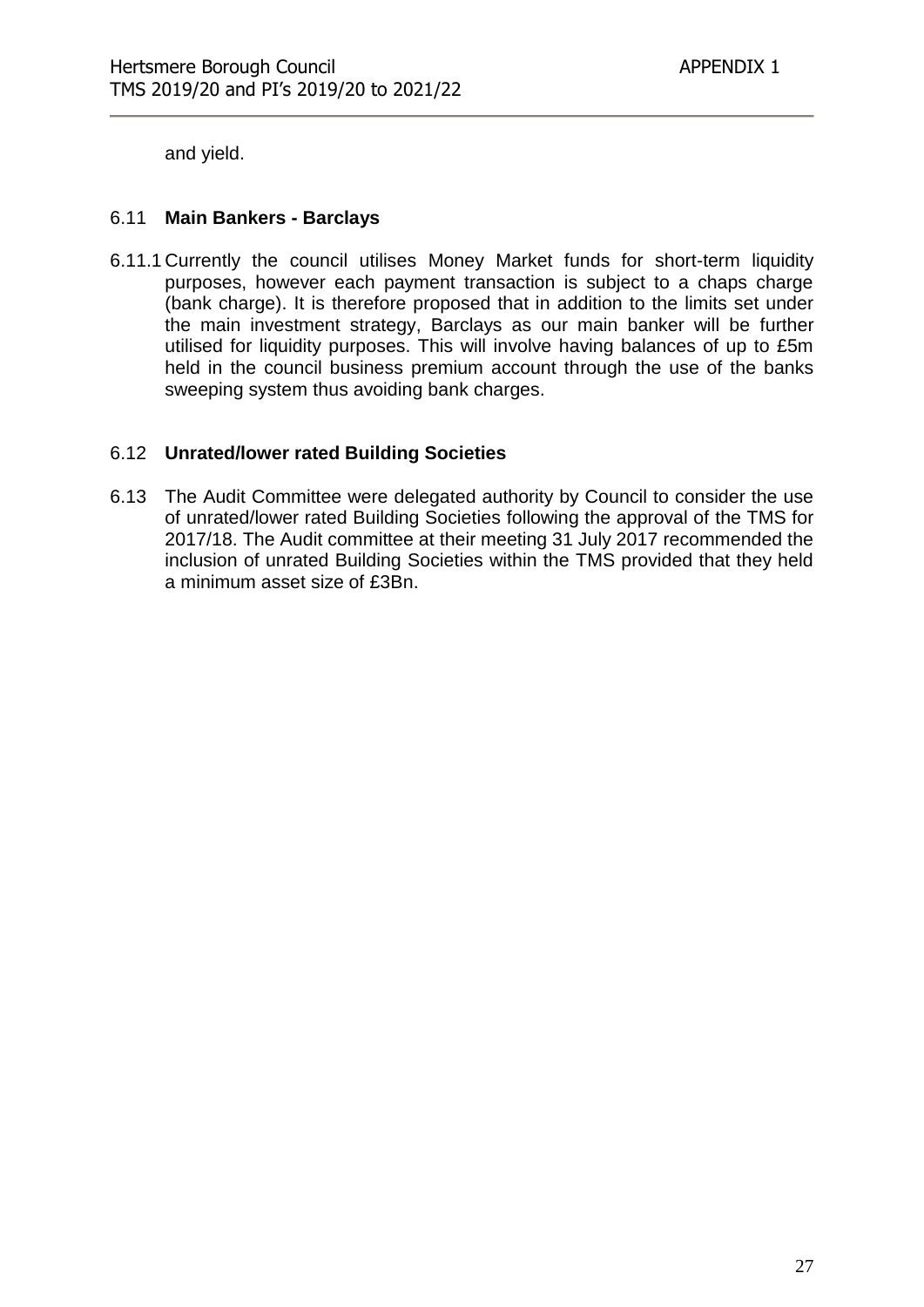and yield.

### 6.11 **Main Bankers - Barclays**

6.11.1 Currently the council utilises Money Market funds for short-term liquidity purposes, however each payment transaction is subject to a chaps charge (bank charge). It is therefore proposed that in addition to the limits set under the main investment strategy, Barclays as our main banker will be further utilised for liquidity purposes. This will involve having balances of up to £5m held in the council business premium account through the use of the banks sweeping system thus avoiding bank charges.

### 6.12 **Unrated/lower rated Building Societies**

6.13 The Audit Committee were delegated authority by Council to consider the use of unrated/lower rated Building Societies following the approval of the TMS for 2017/18. The Audit committee at their meeting 31 July 2017 recommended the inclusion of unrated Building Societies within the TMS provided that they held a minimum asset size of £3Bn.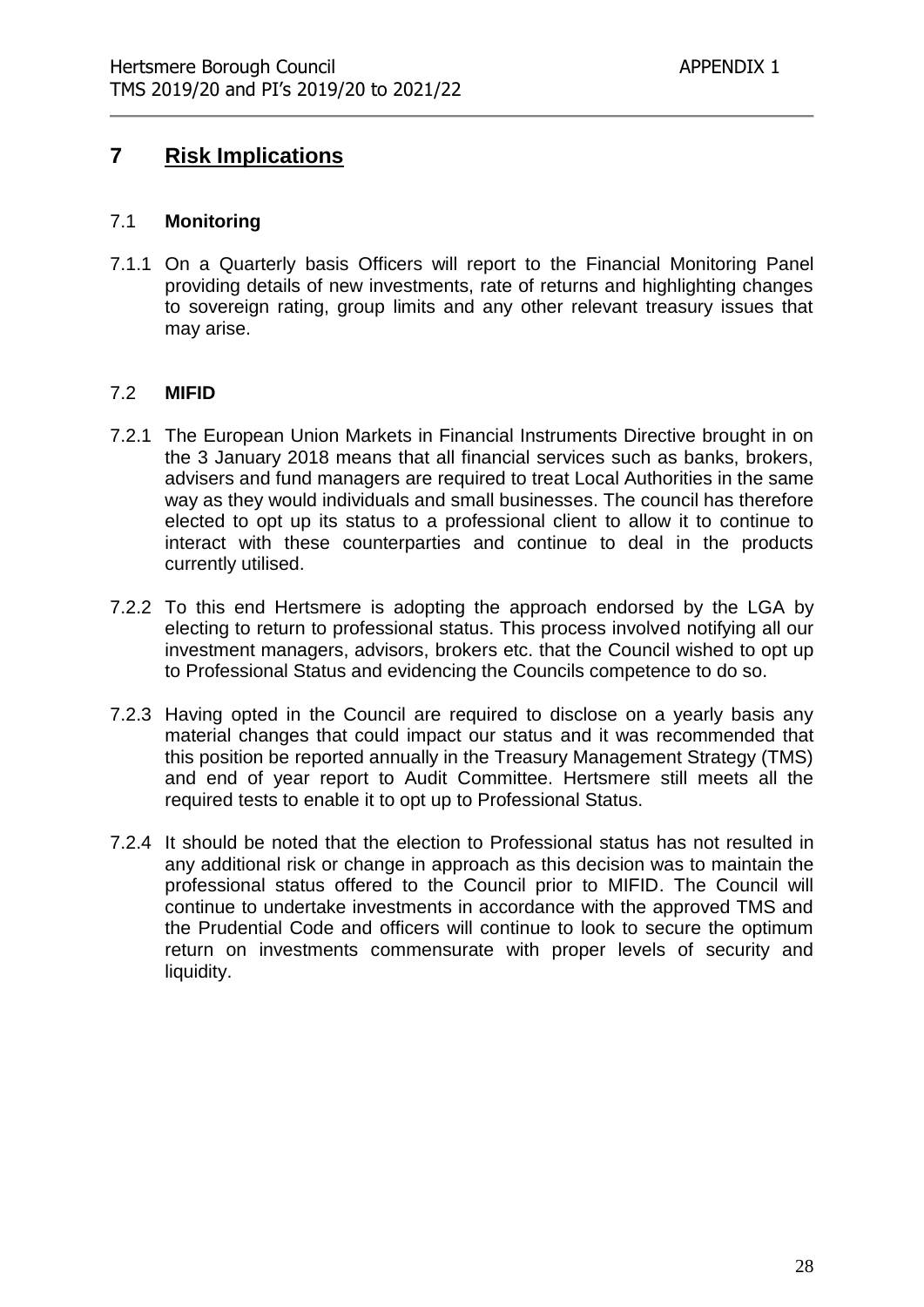## 7 Risk Implications

### 7.1 Monitoring

7.1.1 On a Quarterly basis Officers will report to the Financial Monitoring Panel providing details of new investments, rate of returns and highlighting changes to sovereign rating, group limits and any other relevant treasury issues that may arise.

### 7.2 MIFID

7.2.1 The European Union Markets in Financial Instruments Directive brought in on the 3 January 2018 means that all financial services such as banks, brokers, advisers and fund managers are required to treat Local Authorities in the same way as they would individuals and small businesses. The council has therefore elected to opt up its status to a professional client to allow it to continue to interact with these counterparties and continue to deal in the products currently utilised.

7.2.2 To this end Hertsmere is adopting the approach endorsed by the LGA by electing to return to professional status. This process involved notifying all our investment managers, advisors, brokers etc. that the Council wished to opt up to Professional Status and evidencing the Councils competence to do so.

7.2.3 Having opted in the Council are required to disclose on a yearly basis any material changes that could impact our status and it was recommended that this position be reported annually in the Treasury Management Strategy (TMS) and end of year report to Audit Committee. Hertsmere still meets all the required tests to enable it to opt up to Professional Status.

7.2.4 It should be noted that the election to Professional status has not resulted in any additional risk or change in approach as this decision was to maintain the professional status offered to the Council prior to MIFID. The Council will continue to undertake investments in accordance with the approved TMS and the Prudential Code and officers will continue to look to secure the optimum return on investments commensurate with proper levels of security and liquidity.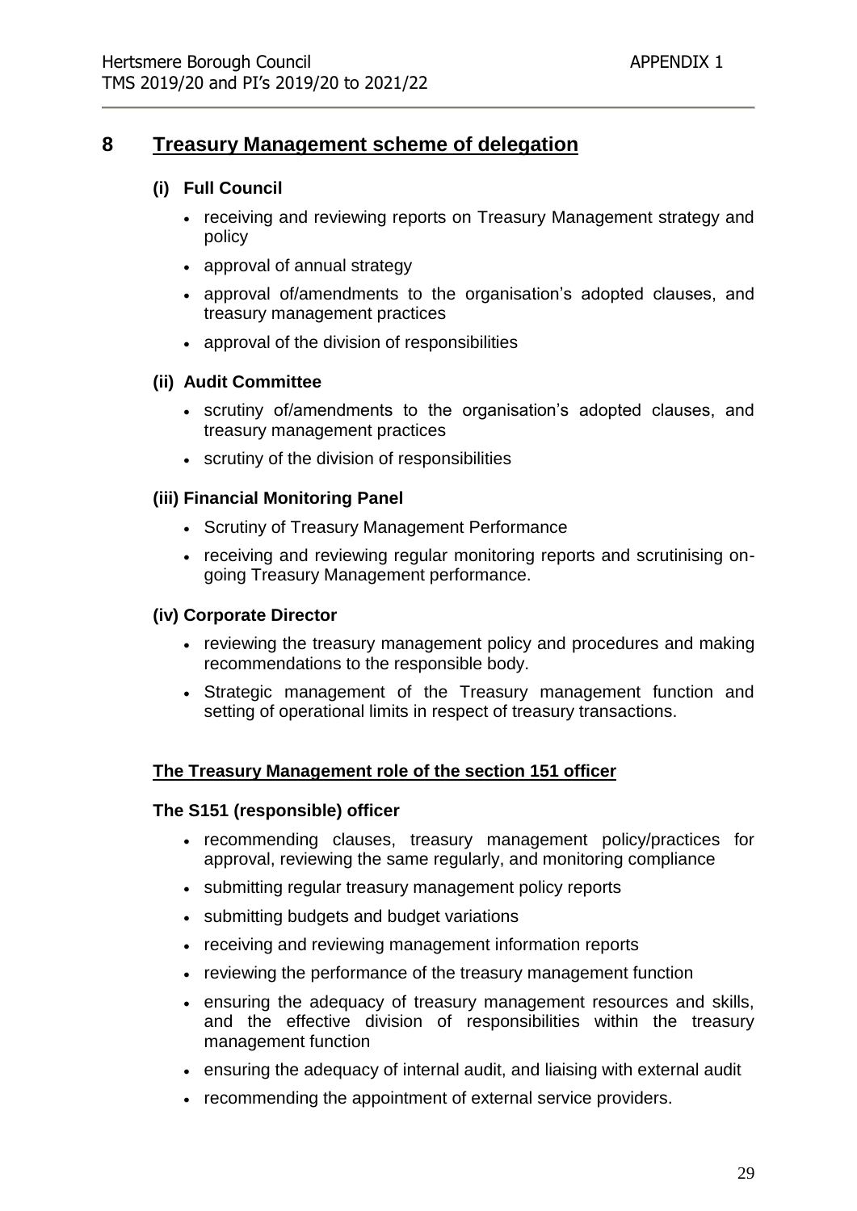## 8 Treasury Management scheme of delegation

### (i) Full Council

- receiving and reviewing reports on Treasury Management strategy and policy
- approval of annual strategy
- approval of/amendments to the organisation's adopted clauses, and treasury management practices
- approval of the division of responsibilities

### (ii) Audit Committee

- scrutiny of/amendments to the organisation's adopted clauses, and treasury management practices
- scrutiny of the division of responsibilities

### (iii) Financial Monitoring Panel

- Scrutiny of Treasury Management Performance
- receiving and reviewing regular monitoring reports and scrutinising on-going Treasury Management performance.

### (iv) Corporate Director

- reviewing the treasury management policy and procedures and making recommendations to the responsible body.
- Strategic management of the Treasury management function and setting of operational limits in respect of treasury transactions.

### The Treasury Management role of the section 151 officer

**The S151 (responsible) officer**

- recommending clauses, treasury management policy/practices for approval, reviewing the same regularly, and monitoring compliance
- submitting regular treasury management policy reports
- submitting budgets and budget variations
- receiving and reviewing management information reports
- reviewing the performance of the treasury management function
- ensuring the adequacy of treasury management resources and skills, and the effective division of responsibilities within the treasury management function
- ensuring the adequacy of internal audit, and liaising with external audit
- recommending the appointment of external service providers.